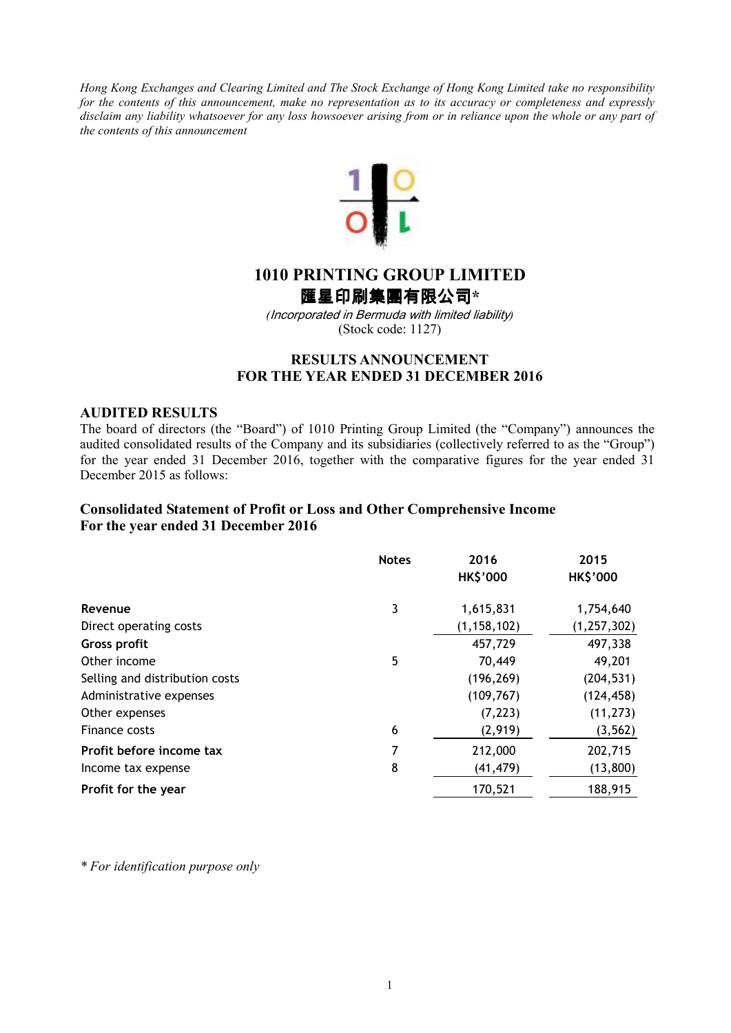*Hong Kong Exchanges and Clearing Limited and The Stock Exchange of Hong Kong Limited take no responsibility for the contents of this announcement, make no representation as to its accuracy or completeness and expressly disclaim any liability whatsoever for any loss howsoever arising from or in reliance upon the whole or any part of the contents of this announcement*

# 1010 PRINTING GROUP LIMITED
# 匯星印刷集團有限公司*

*(Incorporated in Bermuda with limited liability)*
(Stock code: 1127)

## RESULTS ANNOUNCEMENT FOR THE YEAR ENDED 31 DECEMBER 2016

## AUDITED RESULTS

The board of directors (the "Board") of 1010 Printing Group Limited (the "Company") announces the audited consolidated results of the Company and its subsidiaries (collectively referred to as the "Group") for the year ended 31 December 2016, together with the comparative figures for the year ended 31 December 2015 as follows:

### Consolidated Statement of Profit or Loss and Other Comprehensive Income For the year ended 31 December 2016

| | Notes | 2016 HK$'000 | 2015 HK$'000 |
|---|---|---|---|
| **Revenue** | 3 | 1,615,831 | 1,754,640 |
| Direct operating costs | | (1,158,102) | (1,257,302) |
| **Gross profit** | | 457,729 | 497,338 |
| Other income | 5 | 70,449 | 49,201 |
| Selling and distribution costs | | (196,269) | (204,531) |
| Administrative expenses | | (109,767) | (124,458) |
| Other expenses | | (7,223) | (11,273) |
| Finance costs | 6 | (2,919) | (3,562) |
| **Profit before income tax** | 7 | 212,000 | 202,715 |
| Income tax expense | 8 | (41,479) | (13,800) |
| **Profit for the year** | | 170,521 | 188,915 |

\* *For identification purpose only*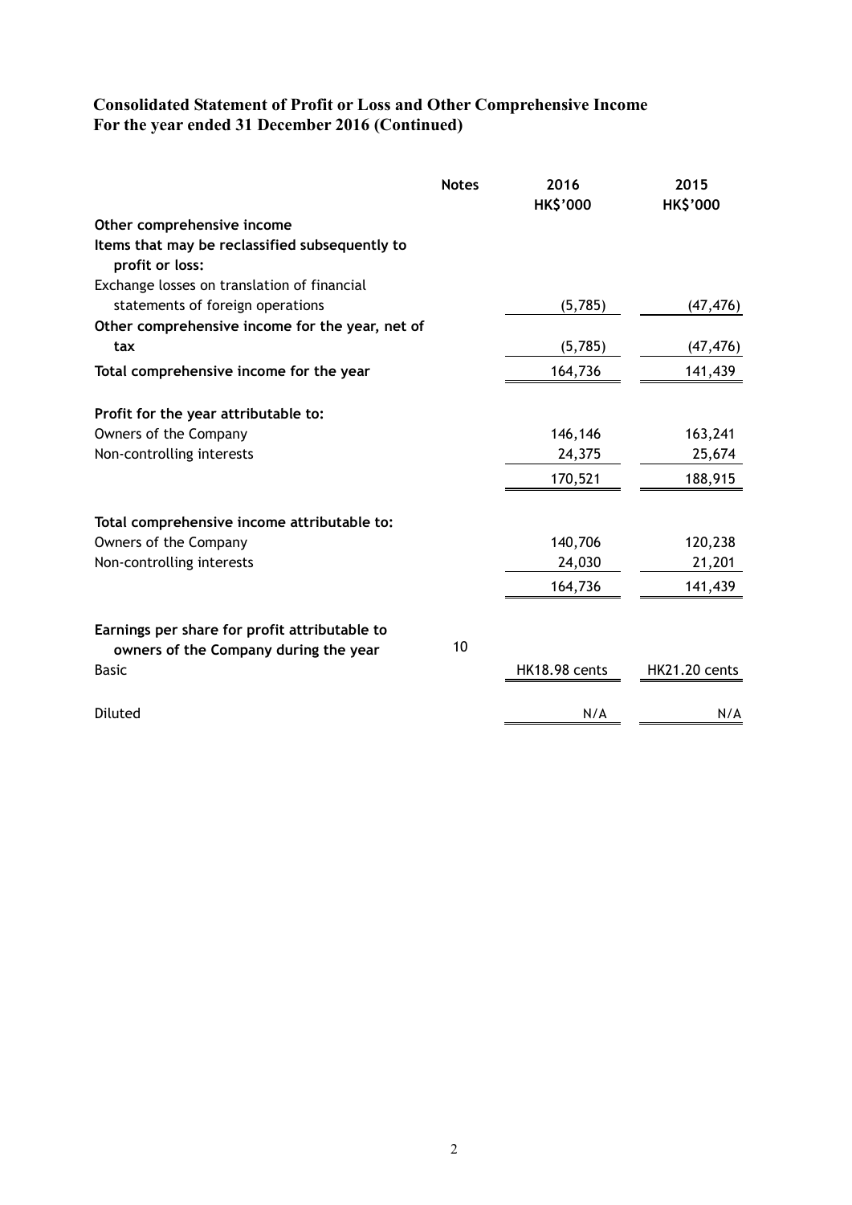# Consolidated Statement of Profit or Loss and Other Comprehensive Income
# For the year ended 31 December 2016 (Continued)

| | Notes | 2016 HK$'000 | 2015 HK$'000 |
|---|---|---|---|
| **Other comprehensive income** | | | |
| **Items that may be reclassified subsequently to profit or loss:** | | | |
| Exchange losses on translation of financial statements of foreign operations | | (5,785) | (47,476) |
| **Other comprehensive income for the year, net of tax** | | (5,785) | (47,476) |
| **Total comprehensive income for the year** | | 164,736 | 141,439 |
| | | | |
| **Profit for the year attributable to:** | | | |
| Owners of the Company | | 146,146 | 163,241 |
| Non-controlling interests | | 24,375 | 25,674 |
| | | 170,521 | 188,915 |
| | | | |
| **Total comprehensive income attributable to:** | | | |
| Owners of the Company | | 140,706 | 120,238 |
| Non-controlling interests | | 24,030 | 21,201 |
| | | 164,736 | 141,439 |
| | | | |
| **Earnings per share for profit attributable to owners of the Company during the year** | 10 | | |
| Basic | | HK18.98 cents | HK21.20 cents |
| Diluted | | N/A | N/A |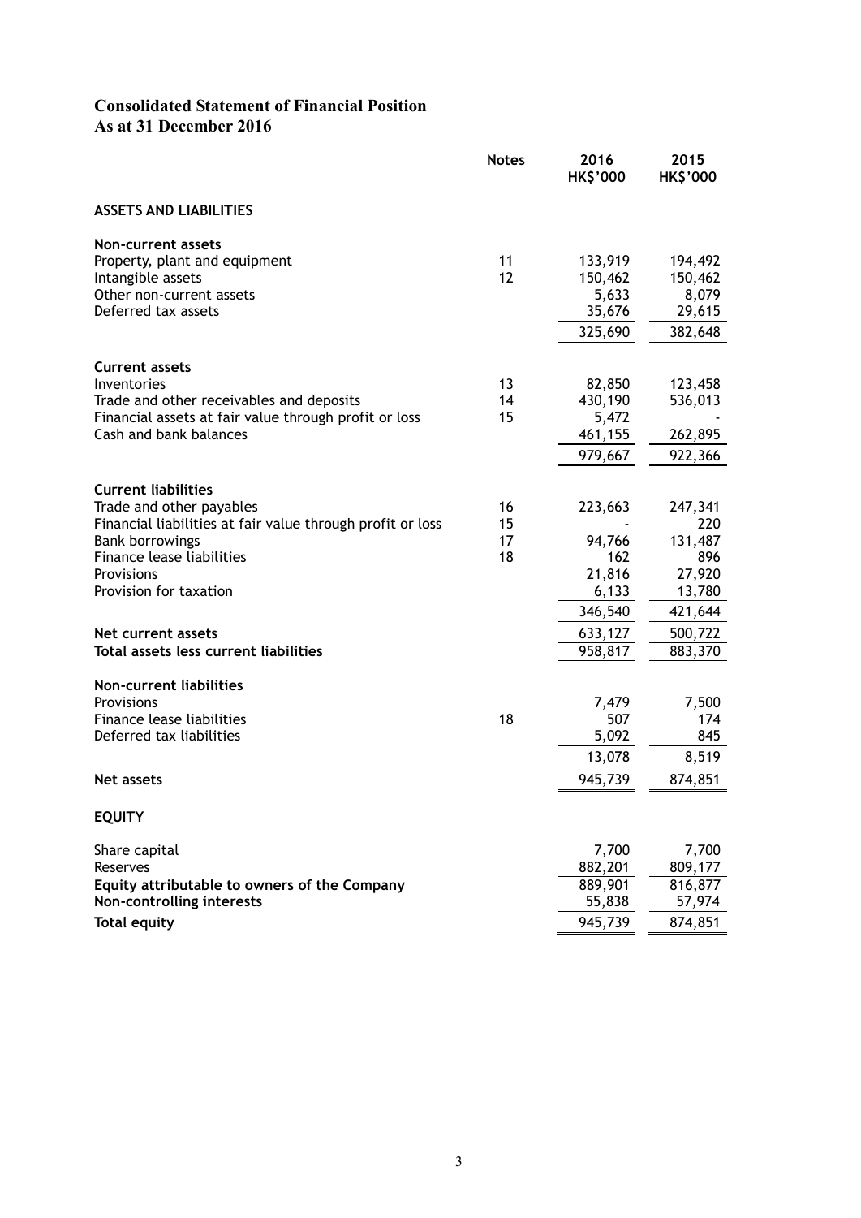# Consolidated Statement of Financial Position
## As at 31 December 2016

| | Notes | 2016 HK$'000 | 2015 HK$'000 |
|---|---|---|---|
| **ASSETS AND LIABILITIES** | | | |
| **Non-current assets** | | | |
| Property, plant and equipment | 11 | 133,919 | 194,492 |
| Intangible assets | 12 | 150,462 | 150,462 |
| Other non-current assets | | 5,633 | 8,079 |
| Deferred tax assets | | 35,676 | 29,615 |
| | | 325,690 | 382,648 |
| **Current assets** | | | |
| Inventories | 13 | 82,850 | 123,458 |
| Trade and other receivables and deposits | 14 | 430,190 | 536,013 |
| Financial assets at fair value through profit or loss | 15 | 5,472 | - |
| Cash and bank balances | | 461,155 | 262,895 |
| | | 979,667 | 922,366 |
| **Current liabilities** | | | |
| Trade and other payables | 16 | 223,663 | 247,341 |
| Financial liabilities at fair value through profit or loss | 15 | - | 220 |
| Bank borrowings | 17 | 94,766 | 131,487 |
| Finance lease liabilities | 18 | 162 | 896 |
| Provisions | | 21,816 | 27,920 |
| Provision for taxation | | 6,133 | 13,780 |
| | | 346,540 | 421,644 |
| **Net current assets** | | 633,127 | 500,722 |
| **Total assets less current liabilities** | | 958,817 | 883,370 |
| **Non-current liabilities** | | | |
| Provisions | | 7,479 | 7,500 |
| Finance lease liabilities | 18 | 507 | 174 |
| Deferred tax liabilities | | 5,092 | 845 |
| | | 13,078 | 8,519 |
| **Net assets** | | 945,739 | 874,851 |
| **EQUITY** | | | |
| Share capital | | 7,700 | 7,700 |
| Reserves | | 882,201 | 809,177 |
| **Equity attributable to owners of the Company** | | 889,901 | 816,877 |
| **Non-controlling interests** | | 55,838 | 57,974 |
| **Total equity** | | 945,739 | 874,851 |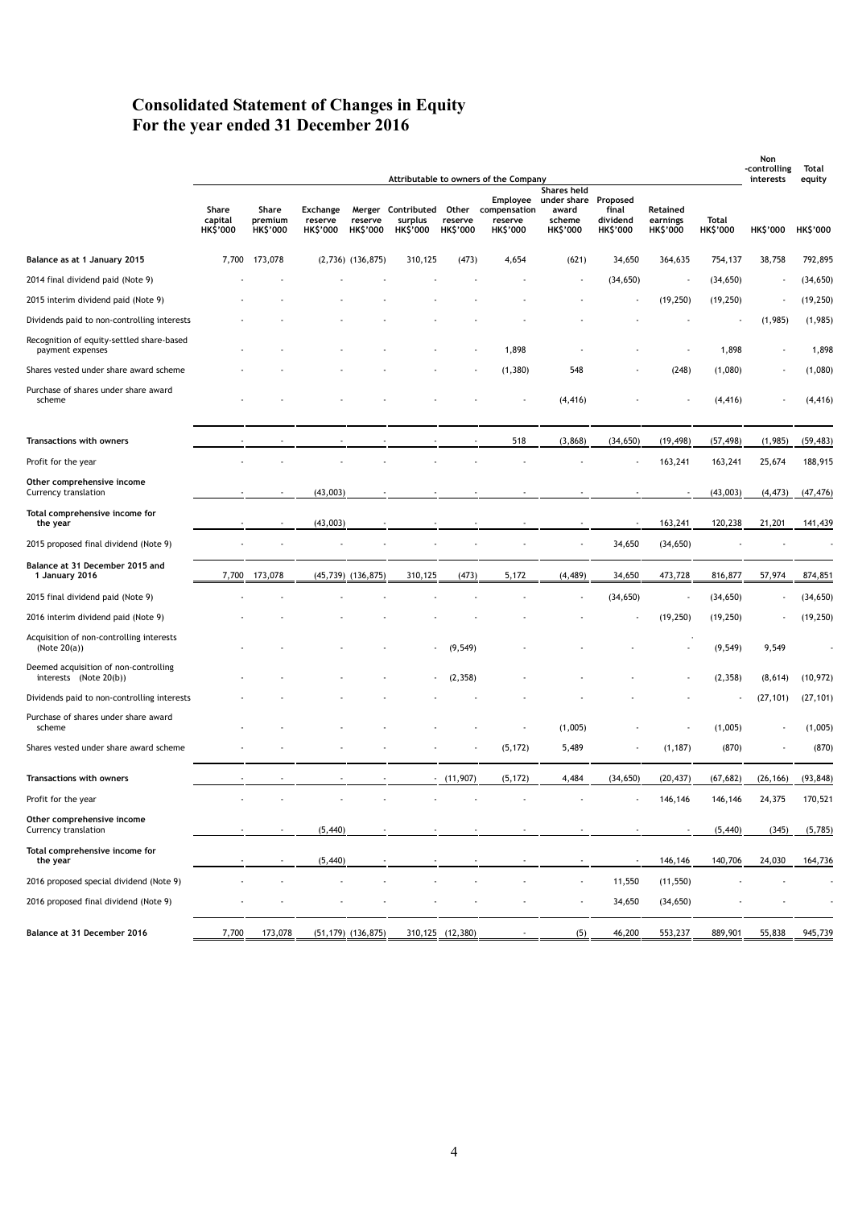# Consolidated Statement of Changes in Equity
# For the year ended 31 December 2016

| | Attributable to owners of the Company | | | | | | | | | | | Non-controlling interests | Total equity |
|---|---|---|---|---|---|---|---|---|---|---|---|---|---|
| | Share capital HK$'000 | Share premium HK$'000 | Exchange reserve HK$'000 | Merger reserve HK$'000 | Contributed surplus HK$'000 | Other reserve HK$'000 | Employee compensation reserve HK$'000 | Shares held under share award scheme HK$'000 | Proposed final dividend HK$'000 | Retained earnings HK$'000 | Total HK$'000 | HK$'000 | HK$'000 |
| **Balance as at 1 January 2015** | 7,700 | 173,078 | (2,736) | (136,875) | 310,125 | (473) | 4,654 | (621) | 34,650 | 364,635 | 754,137 | 38,758 | 792,895 |
| 2014 final dividend paid (Note 9) | - | - | - | - | - | - | - | - | (34,650) | - | (34,650) | - | (34,650) |
| 2015 interim dividend paid (Note 9) | - | - | - | - | - | - | - | - | - | (19,250) | (19,250) | - | (19,250) |
| Dividends paid to non-controlling interests | - | - | - | - | - | - | - | - | - | - | - | (1,985) | (1,985) |
| Recognition of equity-settled share-based payment expenses | - | - | - | - | - | - | 1,898 | - | - | - | 1,898 | - | 1,898 |
| Shares vested under share award scheme | - | - | - | - | - | - | (1,380) | 548 | - | (248) | (1,080) | - | (1,080) |
| Purchase of shares under share award scheme | - | - | - | - | - | - | - | (4,416) | - | - | (4,416) | - | (4,416) |
| **Transactions with owners** | - | - | - | - | - | - | 518 | (3,868) | (34,650) | (19,498) | (57,498) | (1,985) | (59,483) |
| Profit for the year | - | - | - | - | - | - | - | - | - | 163,241 | 163,241 | 25,674 | 188,915 |
| **Other comprehensive income** Currency translation | - | - | (43,003) | - | - | - | - | - | - | - | (43,003) | (4,473) | (47,476) |
| **Total comprehensive income for the year** | - | - | (43,003) | - | - | - | - | - | - | 163,241 | 120,238 | 21,201 | 141,439 |
| 2015 proposed final dividend (Note 9) | - | - | - | - | - | - | - | - | 34,650 | (34,650) | - | - | - |
| **Balance at 31 December 2015 and 1 January 2016** | 7,700 | 173,078 | (45,739) | (136,875) | 310,125 | (473) | 5,172 | (4,489) | 34,650 | 473,728 | 816,877 | 57,974 | 874,851 |
| 2015 final dividend paid (Note 9) | - | - | - | - | - | - | - | - | (34,650) | - | (34,650) | - | (34,650) |
| 2016 interim dividend paid (Note 9) | - | - | - | - | - | - | - | - | - | (19,250) | (19,250) | - | (19,250) |
| Acquisition of non-controlling interests (Note 20(a)) | - | - | - | - | - | (9,549) | - | - | - | - | (9,549) | 9,549 | - |
| Deemed acquisition of non-controlling interests (Note 20(b)) | - | - | - | - | - | (2,358) | - | - | - | - | (2,358) | (8,614) | (10,972) |
| Dividends paid to non-controlling interests | - | - | - | - | - | - | - | - | - | - | - | (27,101) | (27,101) |
| Purchase of shares under share award scheme | - | - | - | - | - | - | - | (1,005) | - | - | (1,005) | - | (1,005) |
| Shares vested under share award scheme | - | - | - | - | - | - | (5,172) | 5,489 | - | (1,187) | (870) | - | (870) |
| **Transactions with owners** | - | - | - | - | - | (11,907) | (5,172) | 4,484 | (34,650) | (20,437) | (67,682) | (26,166) | (93,848) |
| Profit for the year | - | - | - | - | - | - | - | - | - | 146,146 | 146,146 | 24,375 | 170,521 |
| **Other comprehensive income** Currency translation | - | - | (5,440) | - | - | - | - | - | - | - | (5,440) | (345) | (5,785) |
| **Total comprehensive income for the year** | - | - | (5,440) | - | - | - | - | - | - | 146,146 | 140,706 | 24,030 | 164,736 |
| 2016 proposed special dividend (Note 9) | - | - | - | - | - | - | - | - | 11,550 | (11,550) | - | - | - |
| 2016 proposed final dividend (Note 9) | - | - | - | - | - | - | - | - | 34,650 | (34,650) | - | - | - |
| **Balance at 31 December 2016** | 7,700 | 173,078 | (51,179) | (136,875) | 310,125 | (12,380) | - | (5) | 46,200 | 553,237 | 889,901 | 55,838 | 945,739 |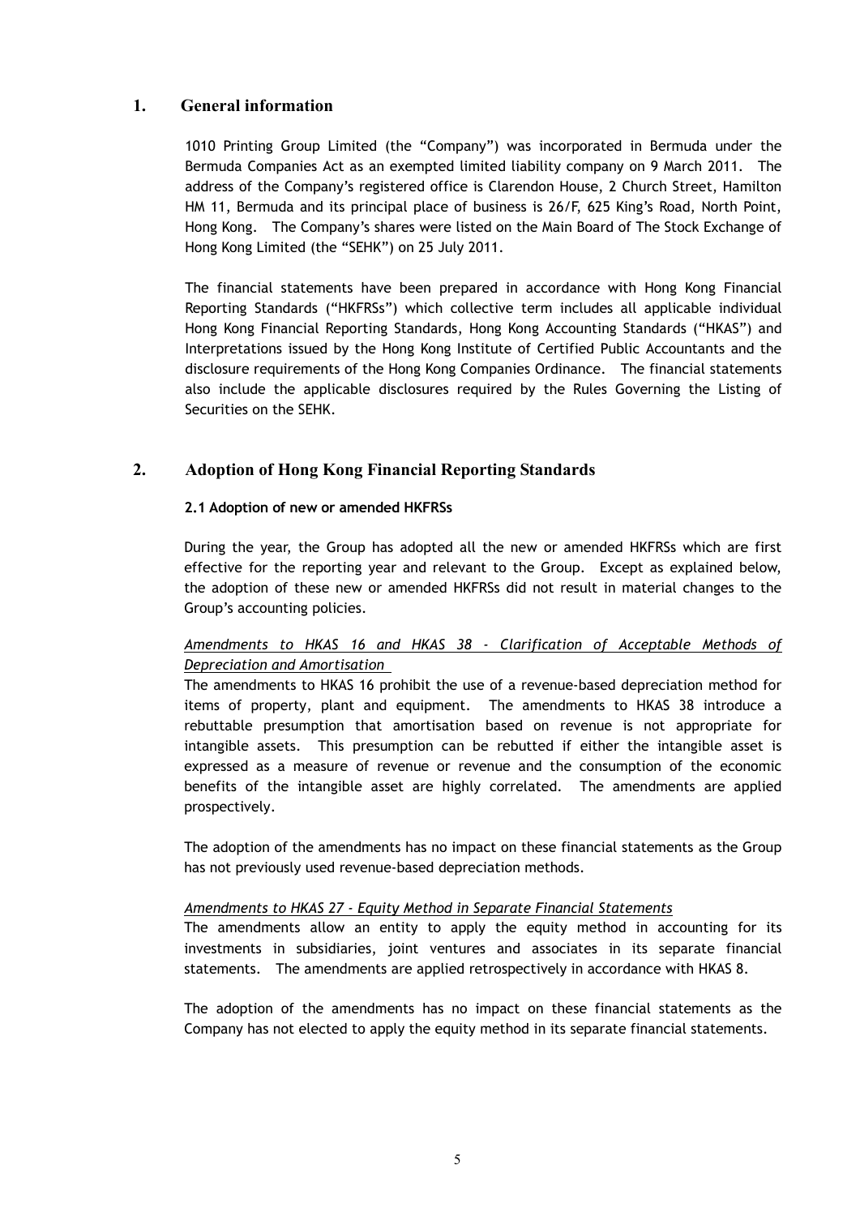## 1. General information

1010 Printing Group Limited (the "Company") was incorporated in Bermuda under the Bermuda Companies Act as an exempted limited liability company on 9 March 2011. The address of the Company's registered office is Clarendon House, 2 Church Street, Hamilton HM 11, Bermuda and its principal place of business is 26/F, 625 King's Road, North Point, Hong Kong. The Company's shares were listed on the Main Board of The Stock Exchange of Hong Kong Limited (the "SEHK") on 25 July 2011.

The financial statements have been prepared in accordance with Hong Kong Financial Reporting Standards ("HKFRSs") which collective term includes all applicable individual Hong Kong Financial Reporting Standards, Hong Kong Accounting Standards ("HKAS") and Interpretations issued by the Hong Kong Institute of Certified Public Accountants and the disclosure requirements of the Hong Kong Companies Ordinance. The financial statements also include the applicable disclosures required by the Rules Governing the Listing of Securities on the SEHK.

## 2. Adoption of Hong Kong Financial Reporting Standards

### 2.1 Adoption of new or amended HKFRSs

During the year, the Group has adopted all the new or amended HKFRSs which are first effective for the reporting year and relevant to the Group. Except as explained below, the adoption of these new or amended HKFRSs did not result in material changes to the Group's accounting policies.

*Amendments to HKAS 16 and HKAS 38 - Clarification of Acceptable Methods of Depreciation and Amortisation*

The amendments to HKAS 16 prohibit the use of a revenue-based depreciation method for items of property, plant and equipment. The amendments to HKAS 38 introduce a rebuttable presumption that amortisation based on revenue is not appropriate for intangible assets. This presumption can be rebutted if either the intangible asset is expressed as a measure of revenue or revenue and the consumption of the economic benefits of the intangible asset are highly correlated. The amendments are applied prospectively.

The adoption of the amendments has no impact on these financial statements as the Group has not previously used revenue-based depreciation methods.

*Amendments to HKAS 27 - Equity Method in Separate Financial Statements*

The amendments allow an entity to apply the equity method in accounting for its investments in subsidiaries, joint ventures and associates in its separate financial statements. The amendments are applied retrospectively in accordance with HKAS 8.

The adoption of the amendments has no impact on these financial statements as the Company has not elected to apply the equity method in its separate financial statements.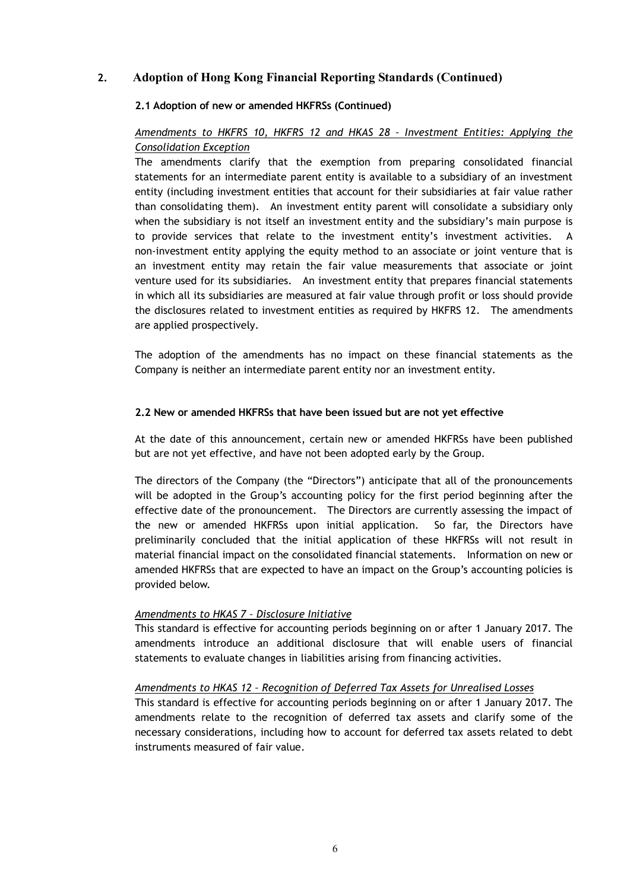## 2. Adoption of Hong Kong Financial Reporting Standards (Continued)

### 2.1 Adoption of new or amended HKFRSs (Continued)

*Amendments to HKFRS 10, HKFRS 12 and HKAS 28 – Investment Entities: Applying the Consolidation Exception*

The amendments clarify that the exemption from preparing consolidated financial statements for an intermediate parent entity is available to a subsidiary of an investment entity (including investment entities that account for their subsidiaries at fair value rather than consolidating them). An investment entity parent will consolidate a subsidiary only when the subsidiary is not itself an investment entity and the subsidiary's main purpose is to provide services that relate to the investment entity's investment activities. A non-investment entity applying the equity method to an associate or joint venture that is an investment entity may retain the fair value measurements that associate or joint venture used for its subsidiaries. An investment entity that prepares financial statements in which all its subsidiaries are measured at fair value through profit or loss should provide the disclosures related to investment entities as required by HKFRS 12. The amendments are applied prospectively.

The adoption of the amendments has no impact on these financial statements as the Company is neither an intermediate parent entity nor an investment entity.

### 2.2 New or amended HKFRSs that have been issued but are not yet effective

At the date of this announcement, certain new or amended HKFRSs have been published but are not yet effective, and have not been adopted early by the Group.

The directors of the Company (the "Directors") anticipate that all of the pronouncements will be adopted in the Group's accounting policy for the first period beginning after the effective date of the pronouncement. The Directors are currently assessing the impact of the new or amended HKFRSs upon initial application. So far, the Directors have preliminarily concluded that the initial application of these HKFRSs will not result in material financial impact on the consolidated financial statements. Information on new or amended HKFRSs that are expected to have an impact on the Group's accounting policies is provided below.

*Amendments to HKAS 7 – Disclosure Initiative*

This standard is effective for accounting periods beginning on or after 1 January 2017. The amendments introduce an additional disclosure that will enable users of financial statements to evaluate changes in liabilities arising from financing activities.

*Amendments to HKAS 12 – Recognition of Deferred Tax Assets for Unrealised Losses*

This standard is effective for accounting periods beginning on or after 1 January 2017. The amendments relate to the recognition of deferred tax assets and clarify some of the necessary considerations, including how to account for deferred tax assets related to debt instruments measured of fair value.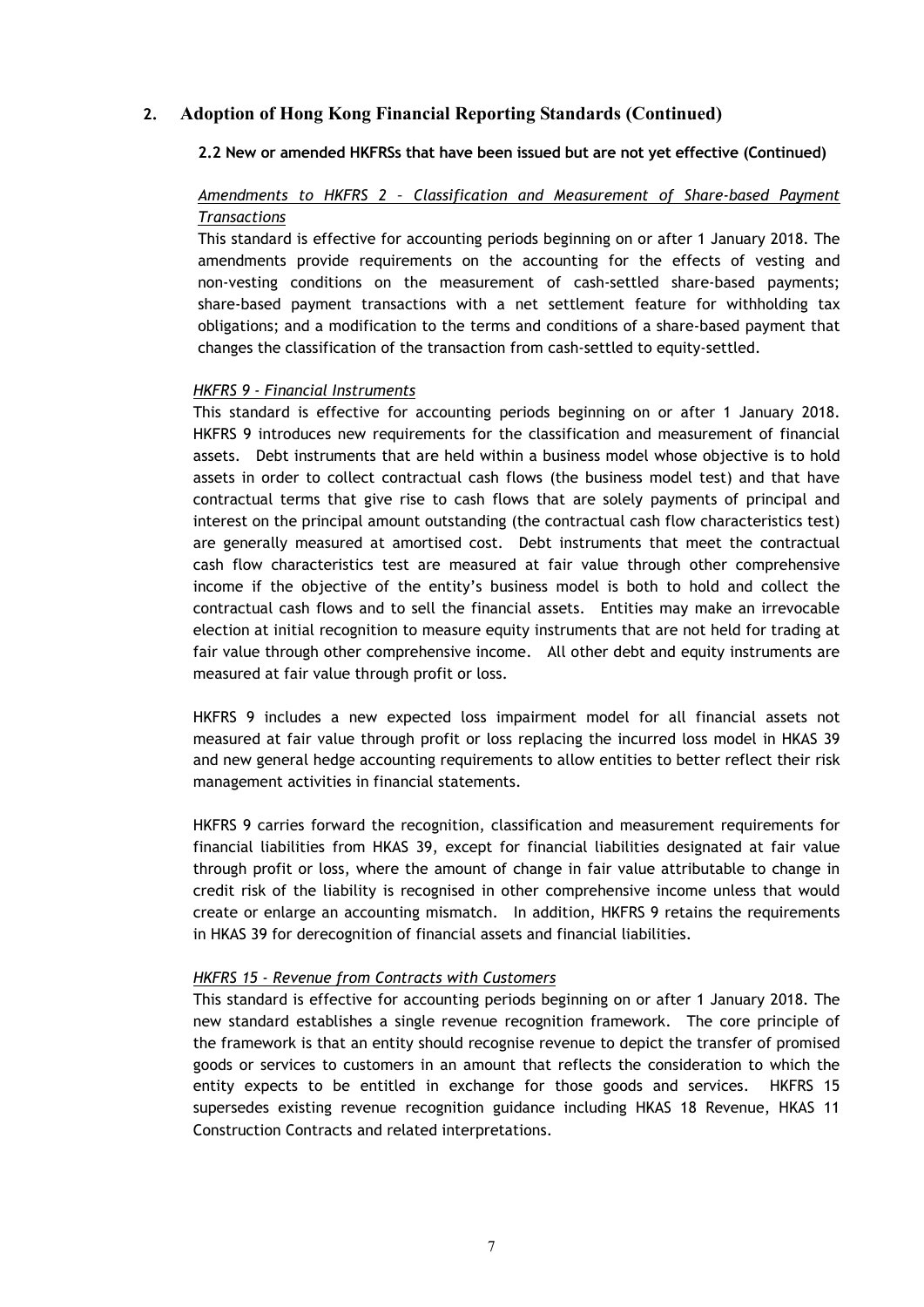## 2. Adoption of Hong Kong Financial Reporting Standards (Continued)

### 2.2 New or amended HKFRSs that have been issued but are not yet effective (Continued)

*Amendments to HKFRS 2 – Classification and Measurement of Share-based Payment Transactions*

This standard is effective for accounting periods beginning on or after 1 January 2018. The amendments provide requirements on the accounting for the effects of vesting and non-vesting conditions on the measurement of cash-settled share-based payments; share-based payment transactions with a net settlement feature for withholding tax obligations; and a modification to the terms and conditions of a share-based payment that changes the classification of the transaction from cash-settled to equity-settled.

*HKFRS 9 - Financial Instruments*

This standard is effective for accounting periods beginning on or after 1 January 2018. HKFRS 9 introduces new requirements for the classification and measurement of financial assets. Debt instruments that are held within a business model whose objective is to hold assets in order to collect contractual cash flows (the business model test) and that have contractual terms that give rise to cash flows that are solely payments of principal and interest on the principal amount outstanding (the contractual cash flow characteristics test) are generally measured at amortised cost. Debt instruments that meet the contractual cash flow characteristics test are measured at fair value through other comprehensive income if the objective of the entity's business model is both to hold and collect the contractual cash flows and to sell the financial assets. Entities may make an irrevocable election at initial recognition to measure equity instruments that are not held for trading at fair value through other comprehensive income. All other debt and equity instruments are measured at fair value through profit or loss.

HKFRS 9 includes a new expected loss impairment model for all financial assets not measured at fair value through profit or loss replacing the incurred loss model in HKAS 39 and new general hedge accounting requirements to allow entities to better reflect their risk management activities in financial statements.

HKFRS 9 carries forward the recognition, classification and measurement requirements for financial liabilities from HKAS 39, except for financial liabilities designated at fair value through profit or loss, where the amount of change in fair value attributable to change in credit risk of the liability is recognised in other comprehensive income unless that would create or enlarge an accounting mismatch. In addition, HKFRS 9 retains the requirements in HKAS 39 for derecognition of financial assets and financial liabilities.

*HKFRS 15 - Revenue from Contracts with Customers*

This standard is effective for accounting periods beginning on or after 1 January 2018. The new standard establishes a single revenue recognition framework. The core principle of the framework is that an entity should recognise revenue to depict the transfer of promised goods or services to customers in an amount that reflects the consideration to which the entity expects to be entitled in exchange for those goods and services. HKFRS 15 supersedes existing revenue recognition guidance including HKAS 18 Revenue, HKAS 11 Construction Contracts and related interpretations.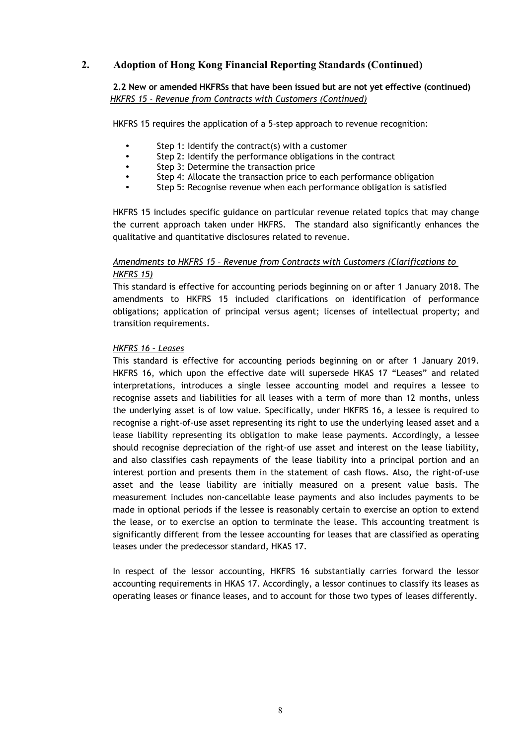## 2. Adoption of Hong Kong Financial Reporting Standards (Continued)

**2.2 New or amended HKFRSs that have been issued but are not yet effective (continued)**

*HKFRS 15 - Revenue from Contracts with Customers (Continued)*

HKFRS 15 requires the application of a 5-step approach to revenue recognition:

- Step 1: Identify the contract(s) with a customer
- Step 2: Identify the performance obligations in the contract
- Step 3: Determine the transaction price
- Step 4: Allocate the transaction price to each performance obligation
- Step 5: Recognise revenue when each performance obligation is satisfied

HKFRS 15 includes specific guidance on particular revenue related topics that may change the current approach taken under HKFRS. The standard also significantly enhances the qualitative and quantitative disclosures related to revenue.

*Amendments to HKFRS 15 – Revenue from Contracts with Customers (Clarifications to HKFRS 15)*

This standard is effective for accounting periods beginning on or after 1 January 2018. The amendments to HKFRS 15 included clarifications on identification of performance obligations; application of principal versus agent; licenses of intellectual property; and transition requirements.

*HKFRS 16 – Leases*

This standard is effective for accounting periods beginning on or after 1 January 2019. HKFRS 16, which upon the effective date will supersede HKAS 17 "Leases" and related interpretations, introduces a single lessee accounting model and requires a lessee to recognise assets and liabilities for all leases with a term of more than 12 months, unless the underlying asset is of low value. Specifically, under HKFRS 16, a lessee is required to recognise a right-of-use asset representing its right to use the underlying leased asset and a lease liability representing its obligation to make lease payments. Accordingly, a lessee should recognise depreciation of the right-of use asset and interest on the lease liability, and also classifies cash repayments of the lease liability into a principal portion and an interest portion and presents them in the statement of cash flows. Also, the right-of-use asset and the lease liability are initially measured on a present value basis. The measurement includes non-cancellable lease payments and also includes payments to be made in optional periods if the lessee is reasonably certain to exercise an option to extend the lease, or to exercise an option to terminate the lease. This accounting treatment is significantly different from the lessee accounting for leases that are classified as operating leases under the predecessor standard, HKAS 17.

In respect of the lessor accounting, HKFRS 16 substantially carries forward the lessor accounting requirements in HKAS 17. Accordingly, a lessor continues to classify its leases as operating leases or finance leases, and to account for those two types of leases differently.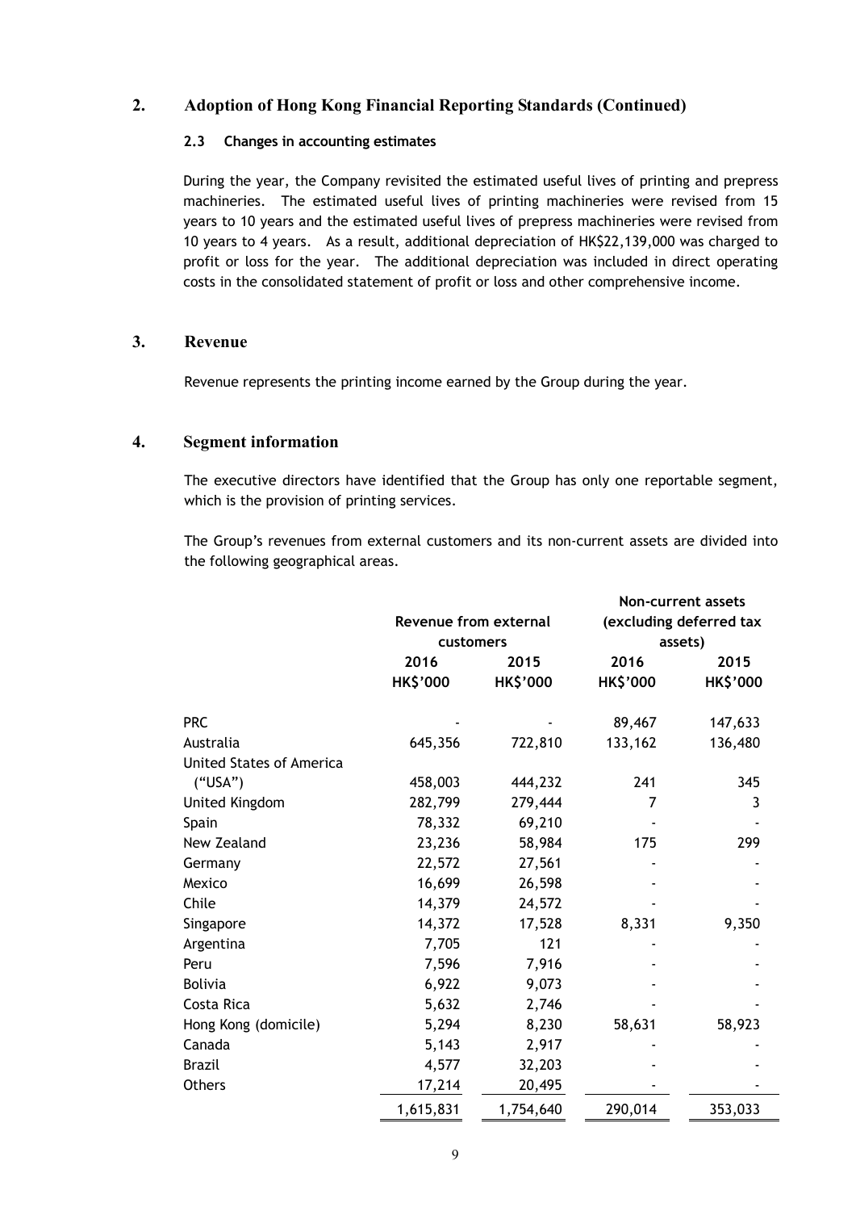## 2. Adoption of Hong Kong Financial Reporting Standards (Continued)

### 2.3 Changes in accounting estimates

During the year, the Company revisited the estimated useful lives of printing and prepress machineries. The estimated useful lives of printing machineries were revised from 15 years to 10 years and the estimated useful lives of prepress machineries were revised from 10 years to 4 years. As a result, additional depreciation of HK$22,139,000 was charged to profit or loss for the year. The additional depreciation was included in direct operating costs in the consolidated statement of profit or loss and other comprehensive income.

## 3. Revenue

Revenue represents the printing income earned by the Group during the year.

## 4. Segment information

The executive directors have identified that the Group has only one reportable segment, which is the provision of printing services.

The Group's revenues from external customers and its non-current assets are divided into the following geographical areas.

| | Revenue from external customers | | Non-current assets (excluding deferred tax assets) | |
|---|---|---|---|---|
| | 2016 HK$'000 | 2015 HK$'000 | 2016 HK$'000 | 2015 HK$'000 |
| PRC | - | - | 89,467 | 147,633 |
| Australia | 645,356 | 722,810 | 133,162 | 136,480 |
| United States of America ("USA") | 458,003 | 444,232 | 241 | 345 |
| United Kingdom | 282,799 | 279,444 | 7 | 3 |
| Spain | 78,332 | 69,210 | - | - |
| New Zealand | 23,236 | 58,984 | 175 | 299 |
| Germany | 22,572 | 27,561 | - | - |
| Mexico | 16,699 | 26,598 | - | - |
| Chile | 14,379 | 24,572 | - | - |
| Singapore | 14,372 | 17,528 | 8,331 | 9,350 |
| Argentina | 7,705 | 121 | - | - |
| Peru | 7,596 | 7,916 | - | - |
| Bolivia | 6,922 | 9,073 | - | - |
| Costa Rica | 5,632 | 2,746 | - | - |
| Hong Kong (domicile) | 5,294 | 8,230 | 58,631 | 58,923 |
| Canada | 5,143 | 2,917 | - | - |
| Brazil | 4,577 | 32,203 | - | - |
| Others | 17,214 | 20,495 | - | - |
| | 1,615,831 | 1,754,640 | 290,014 | 353,033 |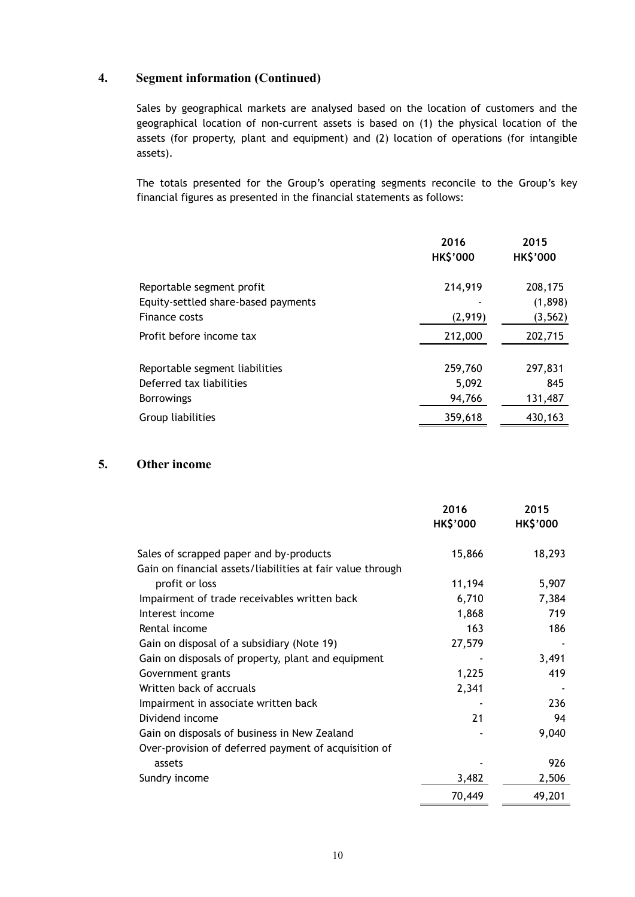## 4. Segment information (Continued)

Sales by geographical markets are analysed based on the location of customers and the geographical location of non-current assets is based on (1) the physical location of the assets (for property, plant and equipment) and (2) location of operations (for intangible assets).

The totals presented for the Group's operating segments reconcile to the Group's key financial figures as presented in the financial statements as follows:

| | 2016 HK$'000 | 2015 HK$'000 |
|---|---|---|
| Reportable segment profit | 214,919 | 208,175 |
| Equity-settled share-based payments | - | (1,898) |
| Finance costs | (2,919) | (3,562) |
| Profit before income tax | 212,000 | 202,715 |
| | | |
| Reportable segment liabilities | 259,760 | 297,831 |
| Deferred tax liabilities | 5,092 | 845 |
| Borrowings | 94,766 | 131,487 |
| Group liabilities | 359,618 | 430,163 |

## 5. Other income

| | 2016 HK$'000 | 2015 HK$'000 |
|---|---|---|
| Sales of scrapped paper and by-products | 15,866 | 18,293 |
| Gain on financial assets/liabilities at fair value through profit or loss | 11,194 | 5,907 |
| Impairment of trade receivables written back | 6,710 | 7,384 |
| Interest income | 1,868 | 719 |
| Rental income | 163 | 186 |
| Gain on disposal of a subsidiary (Note 19) | 27,579 | - |
| Gain on disposals of property, plant and equipment | - | 3,491 |
| Government grants | 1,225 | 419 |
| Written back of accruals | 2,341 | - |
| Impairment in associate written back | - | 236 |
| Dividend income | 21 | 94 |
| Gain on disposals of business in New Zealand | - | 9,040 |
| Over-provision of deferred payment of acquisition of assets | - | 926 |
| Sundry income | 3,482 | 2,506 |
| | 70,449 | 49,201 |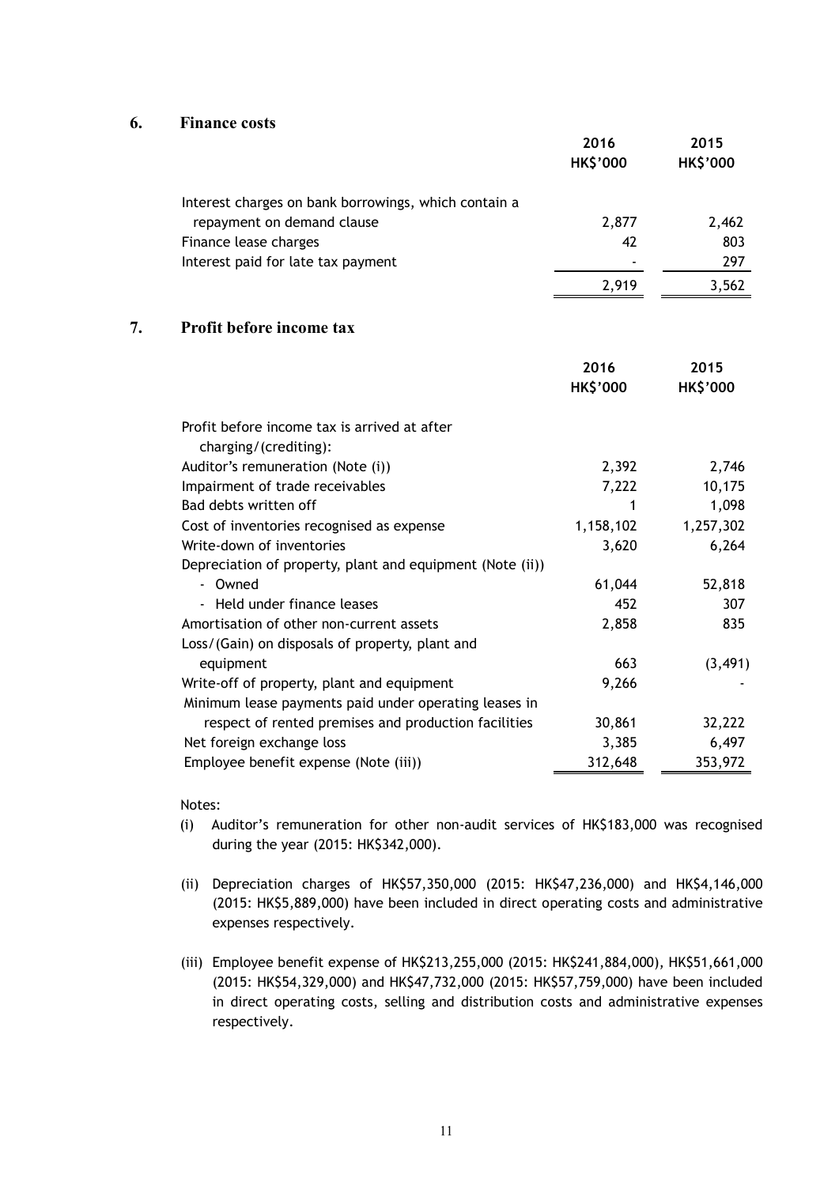## 6. Finance costs

| | 2016<br>HK$'000 | 2015<br>HK$'000 |
|---|---|---|
| Interest charges on bank borrowings, which contain a repayment on demand clause | 2,877 | 2,462 |
| Finance lease charges | 42 | 803 |
| Interest paid for late tax payment | - | 297 |
| | 2,919 | 3,562 |

## 7. Profit before income tax

| | 2016<br>HK$'000 | 2015<br>HK$'000 |
|---|---|---|
| Profit before income tax is arrived at after charging/(crediting): | | |
| Auditor's remuneration (Note (i)) | 2,392 | 2,746 |
| Impairment of trade receivables | 7,222 | 10,175 |
| Bad debts written off | 1 | 1,098 |
| Cost of inventories recognised as expense | 1,158,102 | 1,257,302 |
| Write-down of inventories | 3,620 | 6,264 |
| Depreciation of property, plant and equipment (Note (ii)) | | |
| - Owned | 61,044 | 52,818 |
| - Held under finance leases | 452 | 307 |
| Amortisation of other non-current assets | 2,858 | 835 |
| Loss/(Gain) on disposals of property, plant and equipment | 663 | (3,491) |
| Write-off of property, plant and equipment | 9,266 | - |
| Minimum lease payments paid under operating leases in respect of rented premises and production facilities | 30,861 | 32,222 |
| Net foreign exchange loss | 3,385 | 6,497 |
| Employee benefit expense (Note (iii)) | 312,648 | 353,972 |

Notes:

(i) Auditor's remuneration for other non-audit services of HK$183,000 was recognised during the year (2015: HK$342,000).

(ii) Depreciation charges of HK$57,350,000 (2015: HK$47,236,000) and HK$4,146,000 (2015: HK$5,889,000) have been included in direct operating costs and administrative expenses respectively.

(iii) Employee benefit expense of HK$213,255,000 (2015: HK$241,884,000), HK$51,661,000 (2015: HK$54,329,000) and HK$47,732,000 (2015: HK$57,759,000) have been included in direct operating costs, selling and distribution costs and administrative expenses respectively.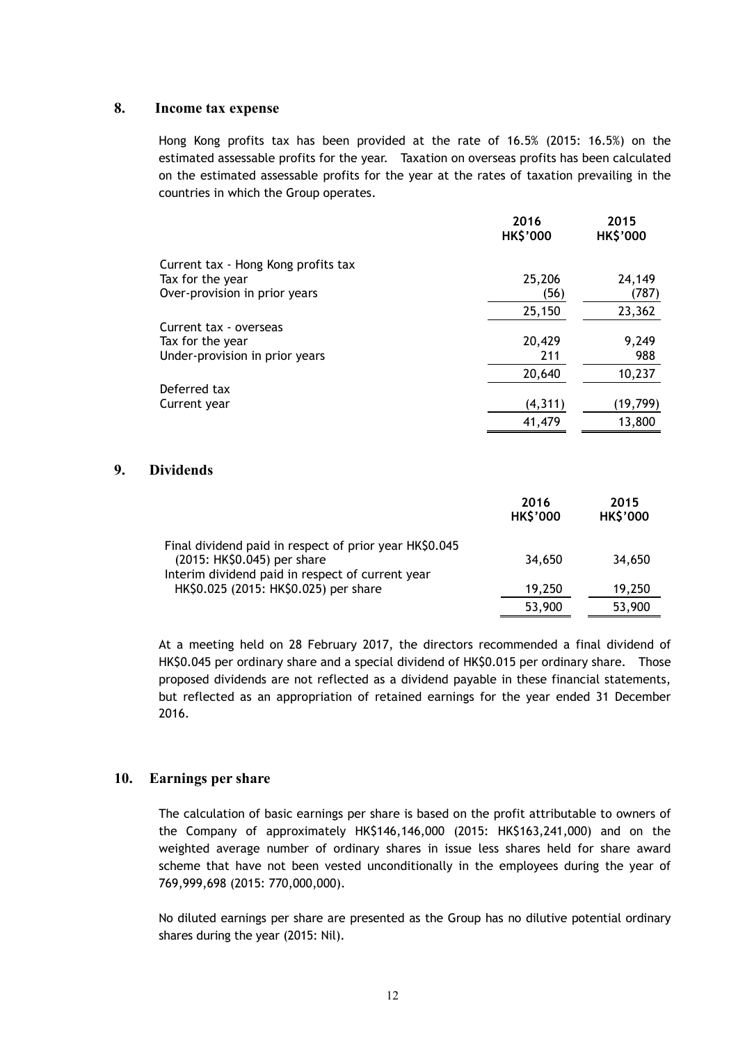## 8. Income tax expense

Hong Kong profits tax has been provided at the rate of 16.5% (2015: 16.5%) on the estimated assessable profits for the year. Taxation on overseas profits has been calculated on the estimated assessable profits for the year at the rates of taxation prevailing in the countries in which the Group operates.

| | 2016 HK$'000 | 2015 HK$'000 |
|---|---|---|
| Current tax - Hong Kong profits tax | | |
| Tax for the year | 25,206 | 24,149 |
| Over-provision in prior years | (56) | (787) |
| | 25,150 | 23,362 |
| Current tax - overseas | | |
| Tax for the year | 20,429 | 9,249 |
| Under-provision in prior years | 211 | 988 |
| | 20,640 | 10,237 |
| Deferred tax | | |
| Current year | (4,311) | (19,799) |
| | 41,479 | 13,800 |

## 9. Dividends

| | 2016 HK$'000 | 2015 HK$'000 |
|---|---|---|
| Final dividend paid in respect of prior year HK$0.045 (2015: HK$0.045) per share | 34,650 | 34,650 |
| Interim dividend paid in respect of current year HK$0.025 (2015: HK$0.025) per share | 19,250 | 19,250 |
| | 53,900 | 53,900 |

At a meeting held on 28 February 2017, the directors recommended a final dividend of HK$0.045 per ordinary share and a special dividend of HK$0.015 per ordinary share. Those proposed dividends are not reflected as a dividend payable in these financial statements, but reflected as an appropriation of retained earnings for the year ended 31 December 2016.

## 10. Earnings per share

The calculation of basic earnings per share is based on the profit attributable to owners of the Company of approximately HK$146,146,000 (2015: HK$163,241,000) and on the weighted average number of ordinary shares in issue less shares held for share award scheme that have not been vested unconditionally in the employees during the year of 769,999,698 (2015: 770,000,000).

No diluted earnings per share are presented as the Group has no dilutive potential ordinary shares during the year (2015: Nil).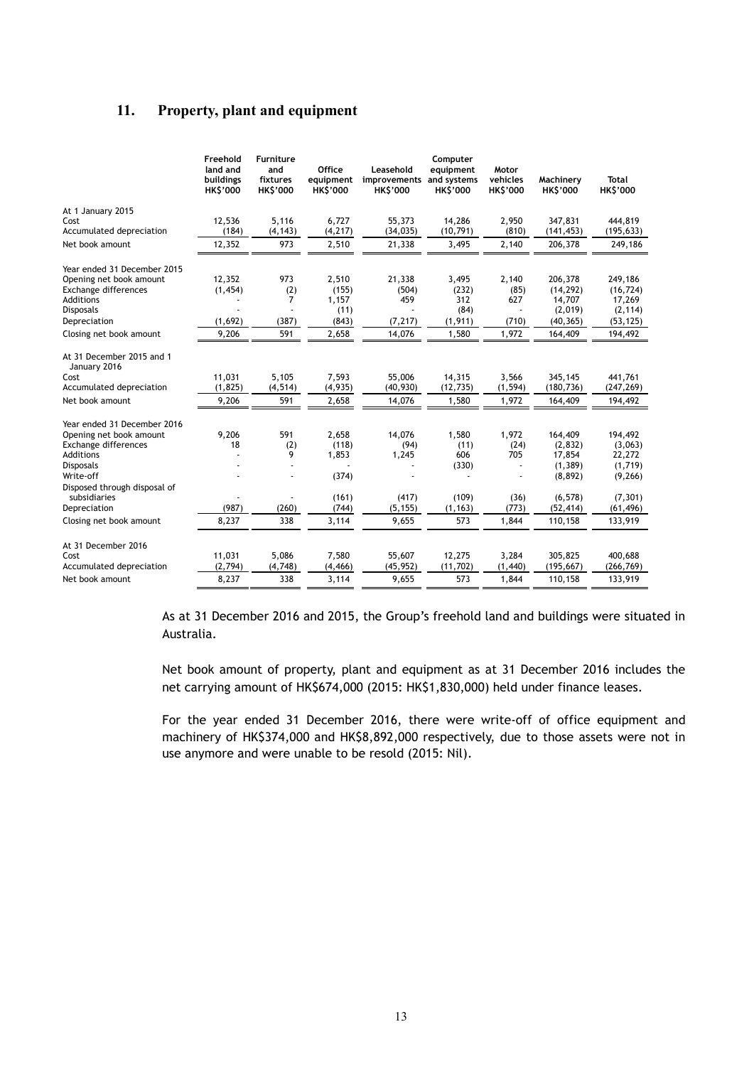## 11. Property, plant and equipment

| | Freehold land and buildings HK$'000 | Furniture and fixtures HK$'000 | Office equipment HK$'000 | Leasehold improvements HK$'000 | Computer equipment and systems HK$'000 | Motor vehicles HK$'000 | Machinery HK$'000 | Total HK$'000 |
|---|---|---|---|---|---|---|---|---|
| **At 1 January 2015** | | | | | | | | |
| Cost | 12,536 | 5,116 | 6,727 | 55,373 | 14,286 | 2,950 | 347,831 | 444,819 |
| Accumulated depreciation | (184) | (4,143) | (4,217) | (34,035) | (10,791) | (810) | (141,453) | (195,633) |
| Net book amount | 12,352 | 973 | 2,510 | 21,338 | 3,495 | 2,140 | 206,378 | 249,186 |
| **Year ended 31 December 2015** | | | | | | | | |
| Opening net book amount | 12,352 | 973 | 2,510 | 21,338 | 3,495 | 2,140 | 206,378 | 249,186 |
| Exchange differences | (1,454) | (2) | (155) | (504) | (232) | (85) | (14,292) | (16,724) |
| Additions | - | 7 | 1,157 | 459 | 312 | 627 | 14,707 | 17,269 |
| Disposals | - | - | (11) | - | (84) | - | (2,019) | (2,114) |
| Depreciation | (1,692) | (387) | (843) | (7,217) | (1,911) | (710) | (40,365) | (53,125) |
| Closing net book amount | 9,206 | 591 | 2,658 | 14,076 | 1,580 | 1,972 | 164,409 | 194,492 |
| **At 31 December 2015 and 1 January 2016** | | | | | | | | |
| Cost | 11,031 | 5,105 | 7,593 | 55,006 | 14,315 | 3,566 | 345,145 | 441,761 |
| Accumulated depreciation | (1,825) | (4,514) | (4,935) | (40,930) | (12,735) | (1,594) | (180,736) | (247,269) |
| Net book amount | 9,206 | 591 | 2,658 | 14,076 | 1,580 | 1,972 | 164,409 | 194,492 |
| **Year ended 31 December 2016** | | | | | | | | |
| Opening net book amount | 9,206 | 591 | 2,658 | 14,076 | 1,580 | 1,972 | 164,409 | 194,492 |
| Exchange differences | 18 | (2) | (118) | (94) | (11) | (24) | (2,832) | (3,063) |
| Additions | - | 9 | 1,853 | 1,245 | 606 | 705 | 17,854 | 22,272 |
| Disposals | - | - | - | - | (330) | - | (1,389) | (1,719) |
| Write-off | - | - | (374) | - | - | - | (8,892) | (9,266) |
| Disposed through disposal of subsidiaries | - | - | (161) | (417) | (109) | (36) | (6,578) | (7,301) |
| Depreciation | (987) | (260) | (744) | (5,155) | (1,163) | (773) | (52,414) | (61,496) |
| Closing net book amount | 8,237 | 338 | 3,114 | 9,655 | 573 | 1,844 | 110,158 | 133,919 |
| **At 31 December 2016** | | | | | | | | |
| Cost | 11,031 | 5,086 | 7,580 | 55,607 | 12,275 | 3,284 | 305,825 | 400,688 |
| Accumulated depreciation | (2,794) | (4,748) | (4,466) | (45,952) | (11,702) | (1,440) | (195,667) | (266,769) |
| Net book amount | 8,237 | 338 | 3,114 | 9,655 | 573 | 1,844 | 110,158 | 133,919 |

As at 31 December 2016 and 2015, the Group's freehold land and buildings were situated in Australia.

Net book amount of property, plant and equipment as at 31 December 2016 includes the net carrying amount of HK$674,000 (2015: HK$1,830,000) held under finance leases.

For the year ended 31 December 2016, there were write-off of office equipment and machinery of HK$374,000 and HK$8,892,000 respectively, due to those assets were not in use anymore and were unable to be resold (2015: Nil).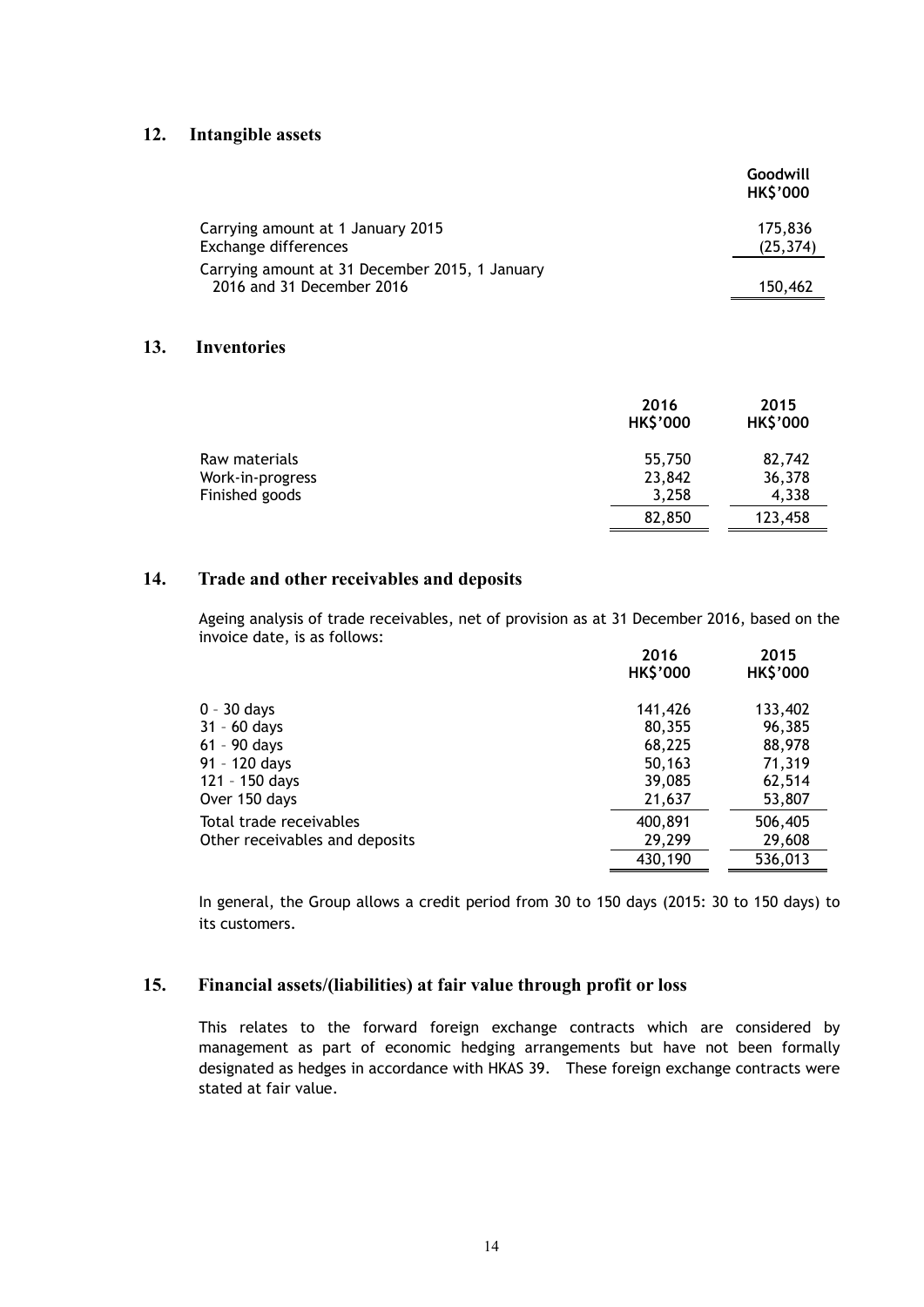## 12. Intangible assets

| | Goodwill HK$'000 |
|---|---|
| Carrying amount at 1 January 2015 | 175,836 |
| Exchange differences | (25,374) |
| Carrying amount at 31 December 2015, 1 January 2016 and 31 December 2016 | 150,462 |

## 13. Inventories

| | 2016 HK$'000 | 2015 HK$'000 |
|---|---|---|
| Raw materials | 55,750 | 82,742 |
| Work-in-progress | 23,842 | 36,378 |
| Finished goods | 3,258 | 4,338 |
| | 82,850 | 123,458 |

## 14. Trade and other receivables and deposits

Ageing analysis of trade receivables, net of provision as at 31 December 2016, based on the invoice date, is as follows:

| | 2016 HK$'000 | 2015 HK$'000 |
|---|---|---|
| 0 – 30 days | 141,426 | 133,402 |
| 31 – 60 days | 80,355 | 96,385 |
| 61 – 90 days | 68,225 | 88,978 |
| 91 – 120 days | 50,163 | 71,319 |
| 121 – 150 days | 39,085 | 62,514 |
| Over 150 days | 21,637 | 53,807 |
| Total trade receivables | 400,891 | 506,405 |
| Other receivables and deposits | 29,299 | 29,608 |
| | 430,190 | 536,013 |

In general, the Group allows a credit period from 30 to 150 days (2015: 30 to 150 days) to its customers.

## 15. Financial assets/(liabilities) at fair value through profit or loss

This relates to the forward foreign exchange contracts which are considered by management as part of economic hedging arrangements but have not been formally designated as hedges in accordance with HKAS 39. These foreign exchange contracts were stated at fair value.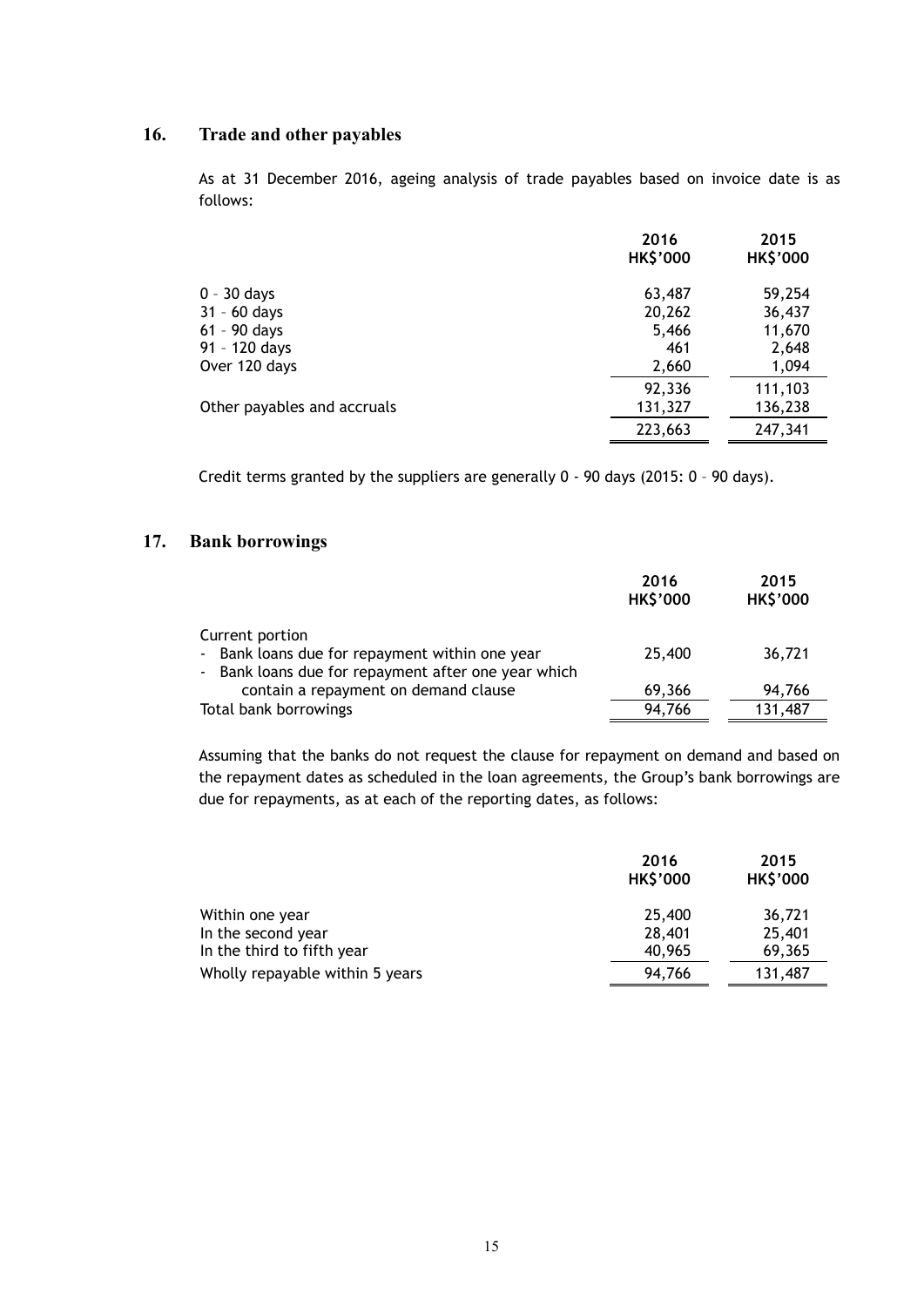## 16. Trade and other payables

As at 31 December 2016, ageing analysis of trade payables based on invoice date is as follows:

| | 2016 HK$'000 | 2015 HK$'000 |
|---|---|---|
| 0 – 30 days | 63,487 | 59,254 |
| 31 – 60 days | 20,262 | 36,437 |
| 61 – 90 days | 5,466 | 11,670 |
| 91 – 120 days | 461 | 2,648 |
| Over 120 days | 2,660 | 1,094 |
| | 92,336 | 111,103 |
| Other payables and accruals | 131,327 | 136,238 |
| | 223,663 | 247,341 |

Credit terms granted by the suppliers are generally 0 - 90 days (2015: 0 – 90 days).

## 17. Bank borrowings

| | 2016 HK$'000 | 2015 HK$'000 |
|---|---|---|
| Current portion | | |
| - Bank loans due for repayment within one year | 25,400 | 36,721 |
| - Bank loans due for repayment after one year which contain a repayment on demand clause | 69,366 | 94,766 |
| Total bank borrowings | 94,766 | 131,487 |

Assuming that the banks do not request the clause for repayment on demand and based on the repayment dates as scheduled in the loan agreements, the Group's bank borrowings are due for repayments, as at each of the reporting dates, as follows:

| | 2016 HK$'000 | 2015 HK$'000 |
|---|---|---|
| Within one year | 25,400 | 36,721 |
| In the second year | 28,401 | 25,401 |
| In the third to fifth year | 40,965 | 69,365 |
| Wholly repayable within 5 years | 94,766 | 131,487 |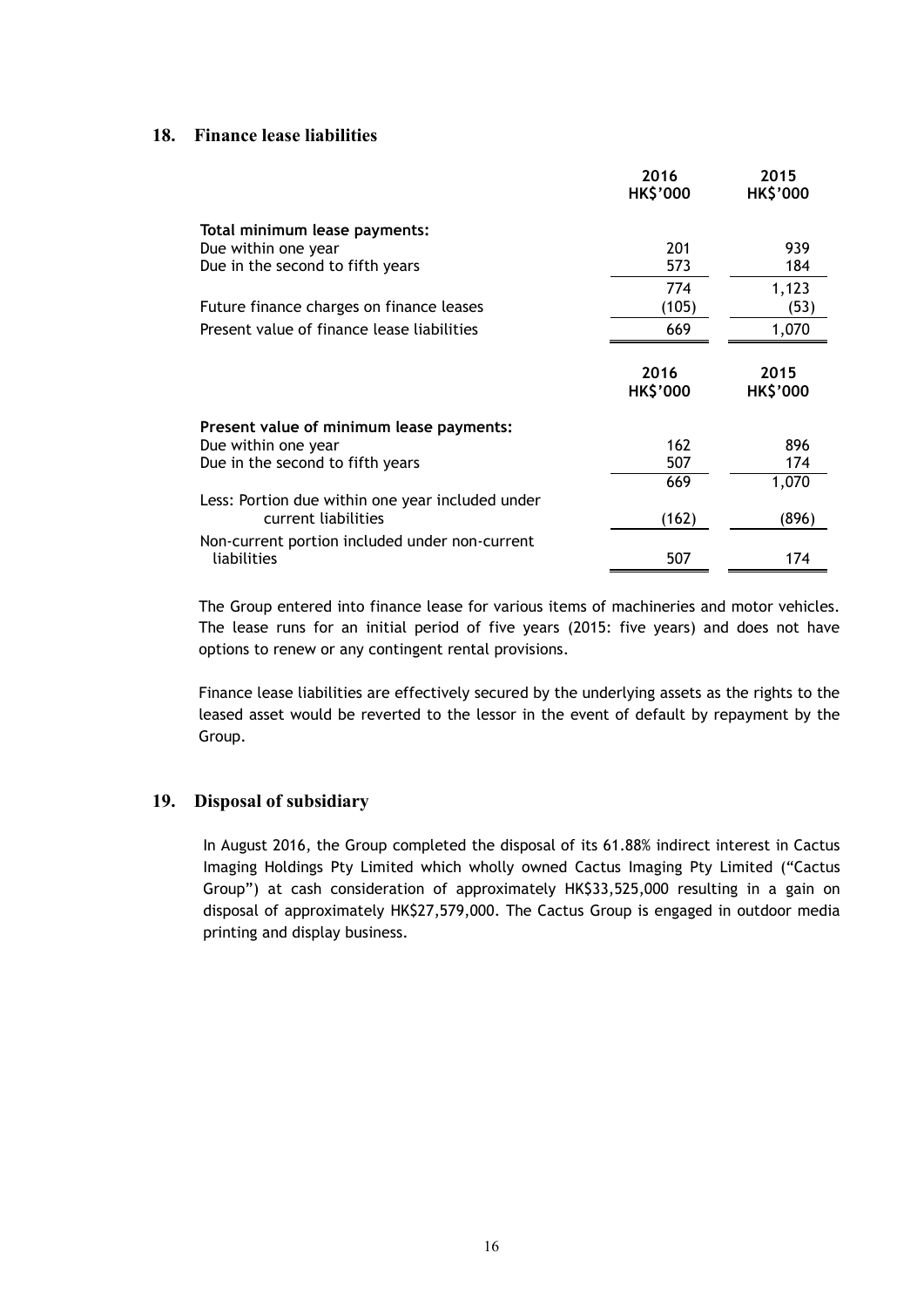## 18. Finance lease liabilities

| | 2016 HK$'000 | 2015 HK$'000 |
|---|---|---|
| **Total minimum lease payments:** | | |
| Due within one year | 201 | 939 |
| Due in the second to fifth years | 573 | 184 |
| | 774 | 1,123 |
| Future finance charges on finance leases | (105) | (53) |
| Present value of finance lease liabilities | 669 | 1,070 |

| | 2016 HK$'000 | 2015 HK$'000 |
|---|---|---|
| **Present value of minimum lease payments:** | | |
| Due within one year | 162 | 896 |
| Due in the second to fifth years | 507 | 174 |
| | 669 | 1,070 |
| Less: Portion due within one year included under current liabilities | (162) | (896) |
| Non-current portion included under non-current liabilities | 507 | 174 |

The Group entered into finance lease for various items of machineries and motor vehicles. The lease runs for an initial period of five years (2015: five years) and does not have options to renew or any contingent rental provisions.

Finance lease liabilities are effectively secured by the underlying assets as the rights to the leased asset would be reverted to the lessor in the event of default by repayment by the Group.

## 19. Disposal of subsidiary

In August 2016, the Group completed the disposal of its 61.88% indirect interest in Cactus Imaging Holdings Pty Limited which wholly owned Cactus Imaging Pty Limited ("Cactus Group") at cash consideration of approximately HK$33,525,000 resulting in a gain on disposal of approximately HK$27,579,000. The Cactus Group is engaged in outdoor media printing and display business.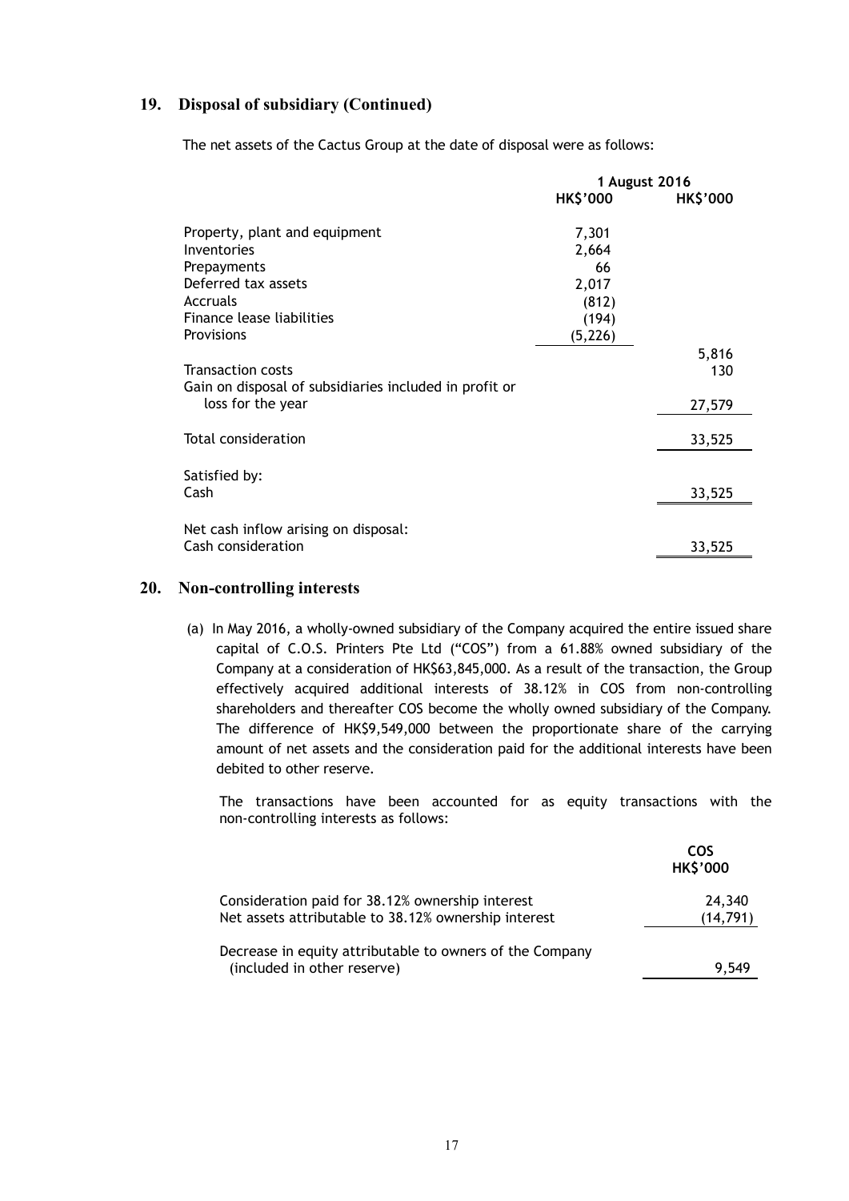## 19. Disposal of subsidiary (Continued)

The net assets of the Cactus Group at the date of disposal were as follows:

| | 1 August 2016 | |
|---|---|---|
| | HK$'000 | HK$'000 |
| Property, plant and equipment | 7,301 | |
| Inventories | 2,664 | |
| Prepayments | 66 | |
| Deferred tax assets | 2,017 | |
| Accruals | (812) | |
| Finance lease liabilities | (194) | |
| Provisions | (5,226) | |
| | | 5,816 |
| Transaction costs | | 130 |
| Gain on disposal of subsidiaries included in profit or loss for the year | | 27,579 |
| Total consideration | | 33,525 |
| Satisfied by: | | |
| Cash | | 33,525 |
| Net cash inflow arising on disposal: | | |
| Cash consideration | | 33,525 |

## 20. Non-controlling interests

(a) In May 2016, a wholly-owned subsidiary of the Company acquired the entire issued share capital of C.O.S. Printers Pte Ltd ("COS") from a 61.88% owned subsidiary of the Company at a consideration of HK$63,845,000. As a result of the transaction, the Group effectively acquired additional interests of 38.12% in COS from non-controlling shareholders and thereafter COS become the wholly owned subsidiary of the Company. The difference of HK$9,549,000 between the proportionate share of the carrying amount of net assets and the consideration paid for the additional interests have been debited to other reserve.

The transactions have been accounted for as equity transactions with the non-controlling interests as follows:

| | COS |
|---|---|
| | HK$'000 |
| Consideration paid for 38.12% ownership interest | 24,340 |
| Net assets attributable to 38.12% ownership interest | (14,791) |
| Decrease in equity attributable to owners of the Company (included in other reserve) | 9,549 |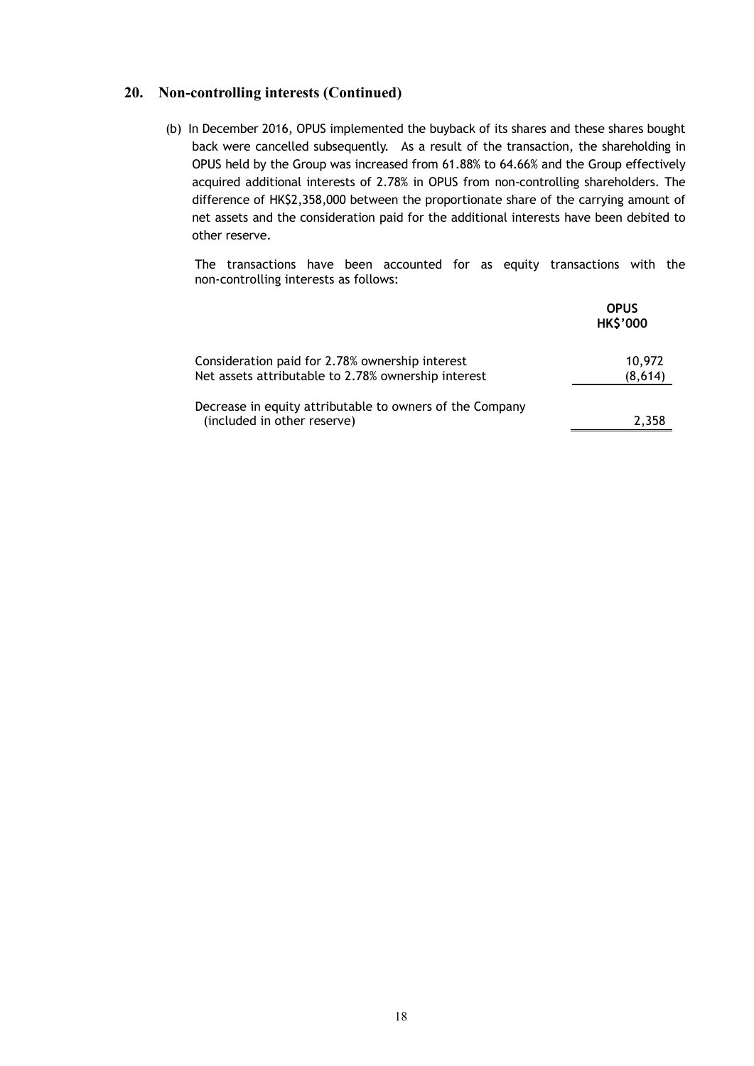## 20. Non-controlling interests (Continued)

(b) In December 2016, OPUS implemented the buyback of its shares and these shares bought back were cancelled subsequently. As a result of the transaction, the shareholding in OPUS held by the Group was increased from 61.88% to 64.66% and the Group effectively acquired additional interests of 2.78% in OPUS from non-controlling shareholders. The difference of HK$2,358,000 between the proportionate share of the carrying amount of net assets and the consideration paid for the additional interests have been debited to other reserve.

The transactions have been accounted for as equity transactions with the non-controlling interests as follows:

| | OPUS HK$'000 |
|---|---|
| Consideration paid for 2.78% ownership interest | 10,972 |
| Net assets attributable to 2.78% ownership interest | (8,614) |
| Decrease in equity attributable to owners of the Company (included in other reserve) | 2,358 |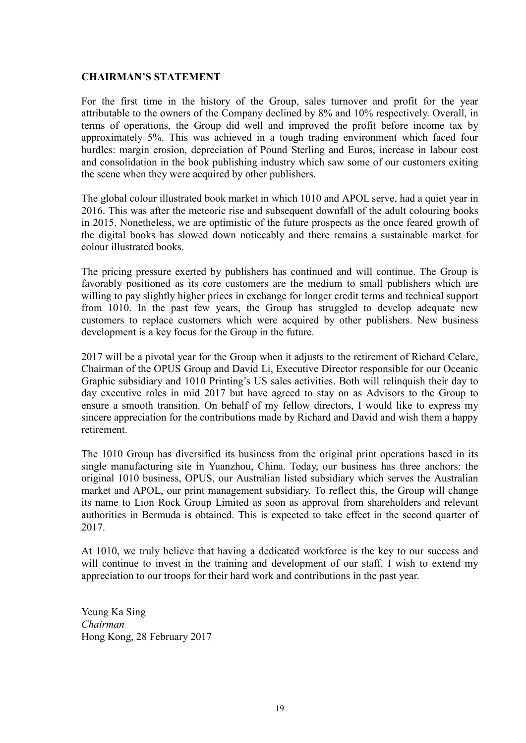**CHAIRMAN'S STATEMENT**

For the first time in the history of the Group, sales turnover and profit for the year attributable to the owners of the Company declined by 8% and 10% respectively. Overall, in terms of operations, the Group did well and improved the profit before income tax by approximately 5%. This was achieved in a tough trading environment which faced four hurdles: margin erosion, depreciation of Pound Sterling and Euros, increase in labour cost and consolidation in the book publishing industry which saw some of our customers exiting the scene when they were acquired by other publishers.

The global colour illustrated book market in which 1010 and APOL serve, had a quiet year in 2016. This was after the meteoric rise and subsequent downfall of the adult colouring books in 2015. Nonetheless, we are optimistic of the future prospects as the once feared growth of the digital books has slowed down noticeably and there remains a sustainable market for colour illustrated books.

The pricing pressure exerted by publishers has continued and will continue. The Group is favorably positioned as its core customers are the medium to small publishers which are willing to pay slightly higher prices in exchange for longer credit terms and technical support from 1010. In the past few years, the Group has struggled to develop adequate new customers to replace customers which were acquired by other publishers. New business development is a key focus for the Group in the future.

2017 will be a pivotal year for the Group when it adjusts to the retirement of Richard Celarc, Chairman of the OPUS Group and David Li, Executive Director responsible for our Oceanic Graphic subsidiary and 1010 Printing's US sales activities. Both will relinquish their day to day executive roles in mid 2017 but have agreed to stay on as Advisors to the Group to ensure a smooth transition. On behalf of my fellow directors, I would like to express my sincere appreciation for the contributions made by Richard and David and wish them a happy retirement.

The 1010 Group has diversified its business from the original print operations based in its single manufacturing site in Yuanzhou, China. Today, our business has three anchors: the original 1010 business, OPUS, our Australian listed subsidiary which serves the Australian market and APOL, our print management subsidiary. To reflect this, the Group will change its name to Lion Rock Group Limited as soon as approval from shareholders and relevant authorities in Bermuda is obtained. This is expected to take effect in the second quarter of 2017.

At 1010, we truly believe that having a dedicated workforce is the key to our success and will continue to invest in the training and development of our staff. I wish to extend my appreciation to our troops for their hard work and contributions in the past year.

Yeung Ka Sing
*Chairman*
Hong Kong, 28 February 2017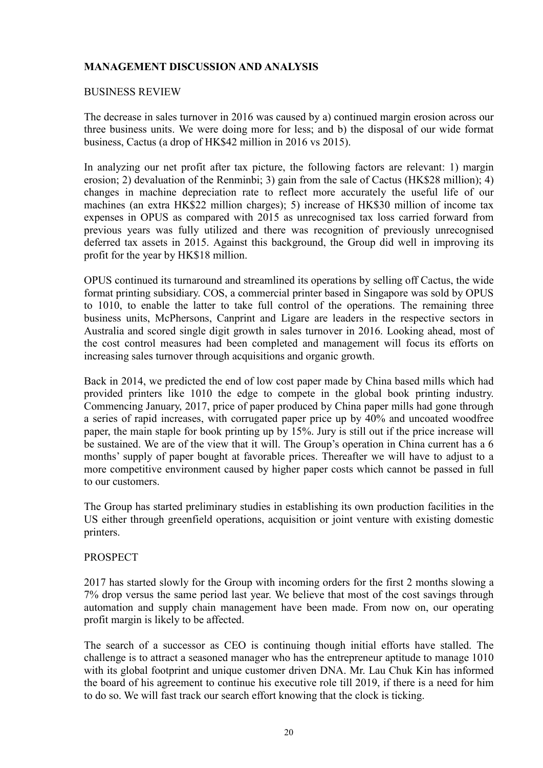## MANAGEMENT DISCUSSION AND ANALYSIS

### BUSINESS REVIEW

The decrease in sales turnover in 2016 was caused by a) continued margin erosion across our three business units. We were doing more for less; and b) the disposal of our wide format business, Cactus (a drop of HK$42 million in 2016 vs 2015).

In analyzing our net profit after tax picture, the following factors are relevant: 1) margin erosion; 2) devaluation of the Renminbi; 3) gain from the sale of Cactus (HK$28 million); 4) changes in machine depreciation rate to reflect more accurately the useful life of our machines (an extra HK$22 million charges); 5) increase of HK$30 million of income tax expenses in OPUS as compared with 2015 as unrecognised tax loss carried forward from previous years was fully utilized and there was recognition of previously unrecognised deferred tax assets in 2015. Against this background, the Group did well in improving its profit for the year by HK$18 million.

OPUS continued its turnaround and streamlined its operations by selling off Cactus, the wide format printing subsidiary. COS, a commercial printer based in Singapore was sold by OPUS to 1010, to enable the latter to take full control of the operations. The remaining three business units, McPhersons, Canprint and Ligare are leaders in the respective sectors in Australia and scored single digit growth in sales turnover in 2016. Looking ahead, most of the cost control measures had been completed and management will focus its efforts on increasing sales turnover through acquisitions and organic growth.

Back in 2014, we predicted the end of low cost paper made by China based mills which had provided printers like 1010 the edge to compete in the global book printing industry. Commencing January, 2017, price of paper produced by China paper mills had gone through a series of rapid increases, with corrugated paper price up by 40% and uncoated woodfree paper, the main staple for book printing up by 15%. Jury is still out if the price increase will be sustained. We are of the view that it will. The Group's operation in China current has a 6 months' supply of paper bought at favorable prices. Thereafter we will have to adjust to a more competitive environment caused by higher paper costs which cannot be passed in full to our customers.

The Group has started preliminary studies in establishing its own production facilities in the US either through greenfield operations, acquisition or joint venture with existing domestic printers.

### PROSPECT

2017 has started slowly for the Group with incoming orders for the first 2 months slowing a 7% drop versus the same period last year. We believe that most of the cost savings through automation and supply chain management have been made. From now on, our operating profit margin is likely to be affected.

The search of a successor as CEO is continuing though initial efforts have stalled. The challenge is to attract a seasoned manager who has the entrepreneur aptitude to manage 1010 with its global footprint and unique customer driven DNA. Mr. Lau Chuk Kin has informed the board of his agreement to continue his executive role till 2019, if there is a need for him to do so. We will fast track our search effort knowing that the clock is ticking.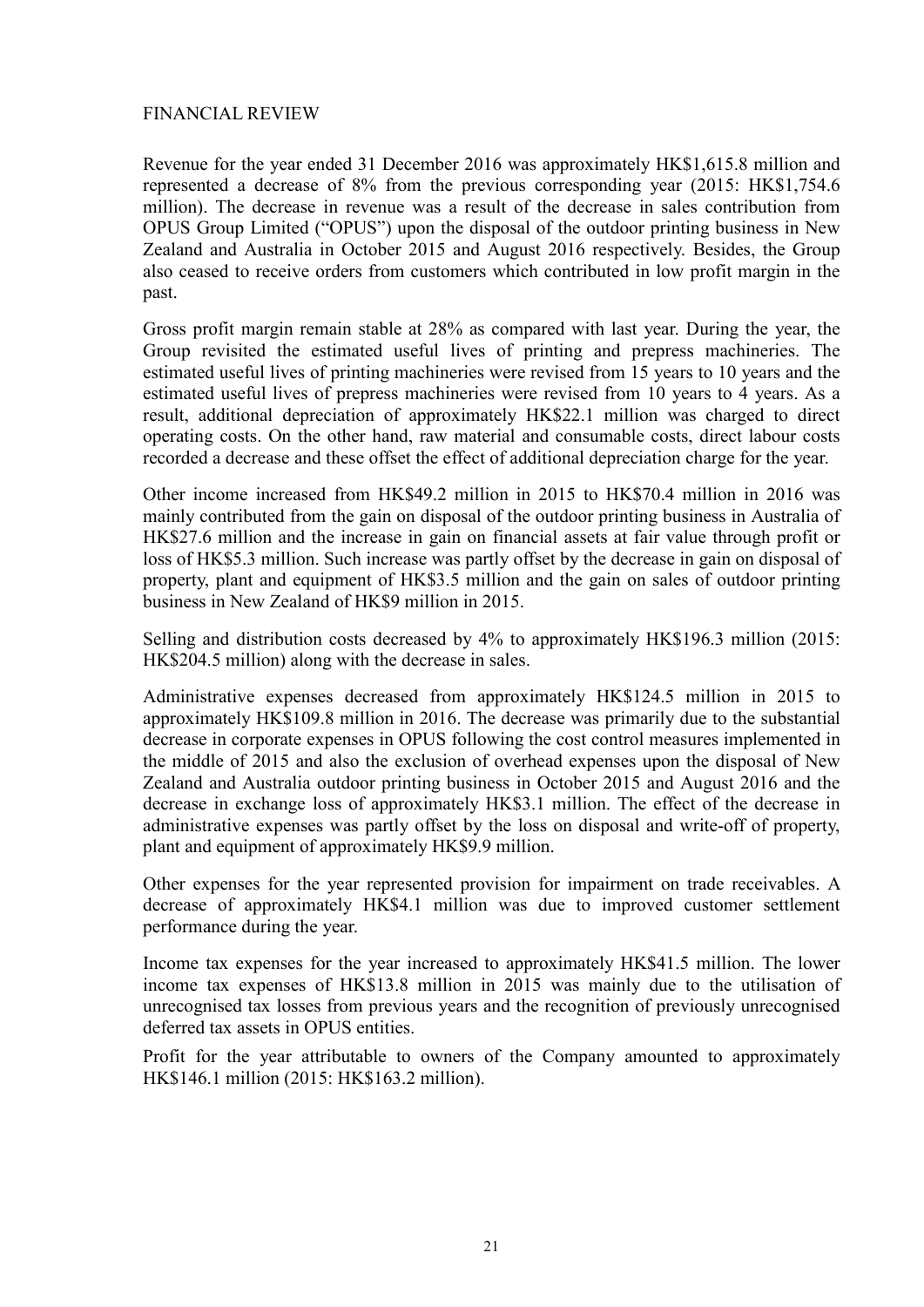## FINANCIAL REVIEW

Revenue for the year ended 31 December 2016 was approximately HK$1,615.8 million and represented a decrease of 8% from the previous corresponding year (2015: HK$1,754.6 million). The decrease in revenue was a result of the decrease in sales contribution from OPUS Group Limited ("OPUS") upon the disposal of the outdoor printing business in New Zealand and Australia in October 2015 and August 2016 respectively. Besides, the Group also ceased to receive orders from customers which contributed in low profit margin in the past.

Gross profit margin remain stable at 28% as compared with last year. During the year, the Group revisited the estimated useful lives of printing and prepress machineries. The estimated useful lives of printing machineries were revised from 15 years to 10 years and the estimated useful lives of prepress machineries were revised from 10 years to 4 years. As a result, additional depreciation of approximately HK$22.1 million was charged to direct operating costs. On the other hand, raw material and consumable costs, direct labour costs recorded a decrease and these offset the effect of additional depreciation charge for the year.

Other income increased from HK$49.2 million in 2015 to HK$70.4 million in 2016 was mainly contributed from the gain on disposal of the outdoor printing business in Australia of HK$27.6 million and the increase in gain on financial assets at fair value through profit or loss of HK$5.3 million. Such increase was partly offset by the decrease in gain on disposal of property, plant and equipment of HK$3.5 million and the gain on sales of outdoor printing business in New Zealand of HK$9 million in 2015.

Selling and distribution costs decreased by 4% to approximately HK$196.3 million (2015: HK$204.5 million) along with the decrease in sales.

Administrative expenses decreased from approximately HK$124.5 million in 2015 to approximately HK$109.8 million in 2016. The decrease was primarily due to the substantial decrease in corporate expenses in OPUS following the cost control measures implemented in the middle of 2015 and also the exclusion of overhead expenses upon the disposal of New Zealand and Australia outdoor printing business in October 2015 and August 2016 and the decrease in exchange loss of approximately HK$3.1 million. The effect of the decrease in administrative expenses was partly offset by the loss on disposal and write-off of property, plant and equipment of approximately HK$9.9 million.

Other expenses for the year represented provision for impairment on trade receivables. A decrease of approximately HK$4.1 million was due to improved customer settlement performance during the year.

Income tax expenses for the year increased to approximately HK$41.5 million. The lower income tax expenses of HK$13.8 million in 2015 was mainly due to the utilisation of unrecognised tax losses from previous years and the recognition of previously unrecognised deferred tax assets in OPUS entities.

Profit for the year attributable to owners of the Company amounted to approximately HK$146.1 million (2015: HK$163.2 million).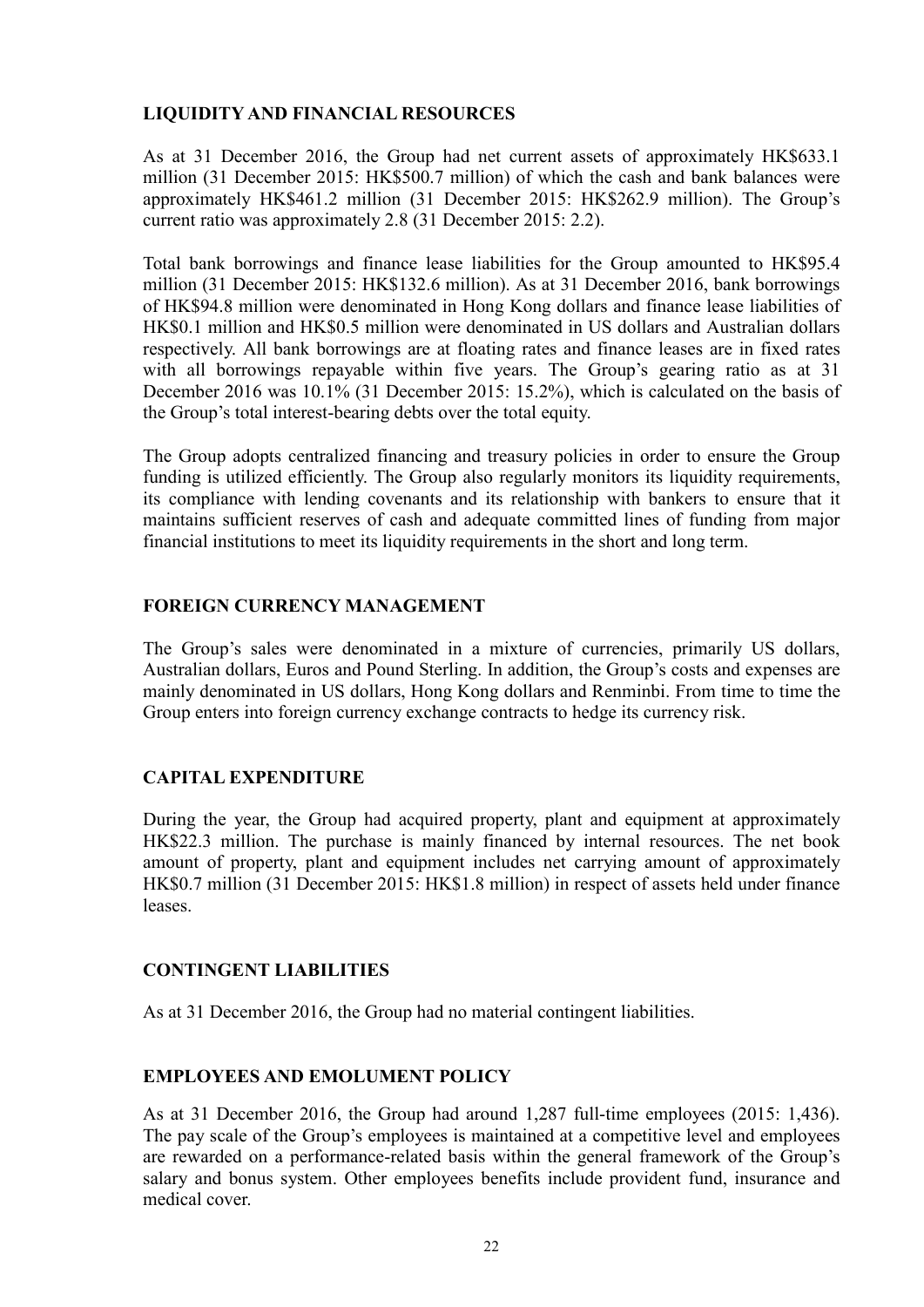## LIQUIDITY AND FINANCIAL RESOURCES

As at 31 December 2016, the Group had net current assets of approximately HK$633.1 million (31 December 2015: HK$500.7 million) of which the cash and bank balances were approximately HK$461.2 million (31 December 2015: HK$262.9 million). The Group's current ratio was approximately 2.8 (31 December 2015: 2.2).

Total bank borrowings and finance lease liabilities for the Group amounted to HK$95.4 million (31 December 2015: HK$132.6 million). As at 31 December 2016, bank borrowings of HK$94.8 million were denominated in Hong Kong dollars and finance lease liabilities of HK$0.1 million and HK$0.5 million were denominated in US dollars and Australian dollars respectively. All bank borrowings are at floating rates and finance leases are in fixed rates with all borrowings repayable within five years. The Group's gearing ratio as at 31 December 2016 was 10.1% (31 December 2015: 15.2%), which is calculated on the basis of the Group's total interest-bearing debts over the total equity.

The Group adopts centralized financing and treasury policies in order to ensure the Group funding is utilized efficiently. The Group also regularly monitors its liquidity requirements, its compliance with lending covenants and its relationship with bankers to ensure that it maintains sufficient reserves of cash and adequate committed lines of funding from major financial institutions to meet its liquidity requirements in the short and long term.

## FOREIGN CURRENCY MANAGEMENT

The Group's sales were denominated in a mixture of currencies, primarily US dollars, Australian dollars, Euros and Pound Sterling. In addition, the Group's costs and expenses are mainly denominated in US dollars, Hong Kong dollars and Renminbi. From time to time the Group enters into foreign currency exchange contracts to hedge its currency risk.

## CAPITAL EXPENDITURE

During the year, the Group had acquired property, plant and equipment at approximately HK$22.3 million. The purchase is mainly financed by internal resources. The net book amount of property, plant and equipment includes net carrying amount of approximately HK$0.7 million (31 December 2015: HK$1.8 million) in respect of assets held under finance leases.

## CONTINGENT LIABILITIES

As at 31 December 2016, the Group had no material contingent liabilities.

## EMPLOYEES AND EMOLUMENT POLICY

As at 31 December 2016, the Group had around 1,287 full-time employees (2015: 1,436). The pay scale of the Group's employees is maintained at a competitive level and employees are rewarded on a performance-related basis within the general framework of the Group's salary and bonus system. Other employees benefits include provident fund, insurance and medical cover.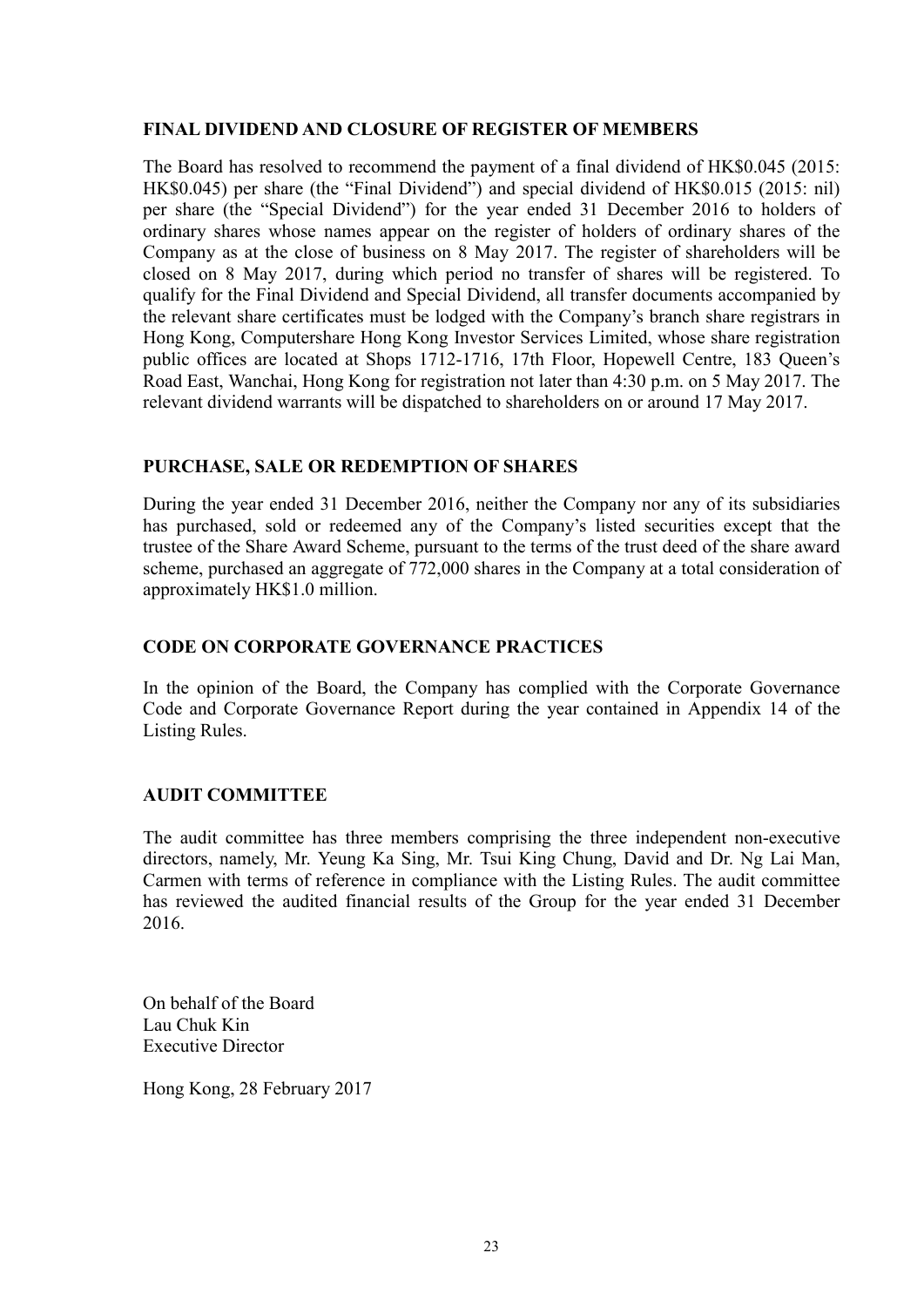## FINAL DIVIDEND AND CLOSURE OF REGISTER OF MEMBERS

The Board has resolved to recommend the payment of a final dividend of HK$0.045 (2015: HK$0.045) per share (the "Final Dividend") and special dividend of HK$0.015 (2015: nil) per share (the "Special Dividend") for the year ended 31 December 2016 to holders of ordinary shares whose names appear on the register of holders of ordinary shares of the Company as at the close of business on 8 May 2017. The register of shareholders will be closed on 8 May 2017, during which period no transfer of shares will be registered. To qualify for the Final Dividend and Special Dividend, all transfer documents accompanied by the relevant share certificates must be lodged with the Company's branch share registrars in Hong Kong, Computershare Hong Kong Investor Services Limited, whose share registration public offices are located at Shops 1712-1716, 17th Floor, Hopewell Centre, 183 Queen's Road East, Wanchai, Hong Kong for registration not later than 4:30 p.m. on 5 May 2017. The relevant dividend warrants will be dispatched to shareholders on or around 17 May 2017.

## PURCHASE, SALE OR REDEMPTION OF SHARES

During the year ended 31 December 2016, neither the Company nor any of its subsidiaries has purchased, sold or redeemed any of the Company's listed securities except that the trustee of the Share Award Scheme, pursuant to the terms of the trust deed of the share award scheme, purchased an aggregate of 772,000 shares in the Company at a total consideration of approximately HK$1.0 million.

## CODE ON CORPORATE GOVERNANCE PRACTICES

In the opinion of the Board, the Company has complied with the Corporate Governance Code and Corporate Governance Report during the year contained in Appendix 14 of the Listing Rules.

## AUDIT COMMITTEE

The audit committee has three members comprising the three independent non-executive directors, namely, Mr. Yeung Ka Sing, Mr. Tsui King Chung, David and Dr. Ng Lai Man, Carmen with terms of reference in compliance with the Listing Rules. The audit committee has reviewed the audited financial results of the Group for the year ended 31 December 2016.

On behalf of the Board
Lau Chuk Kin
Executive Director

Hong Kong, 28 February 2017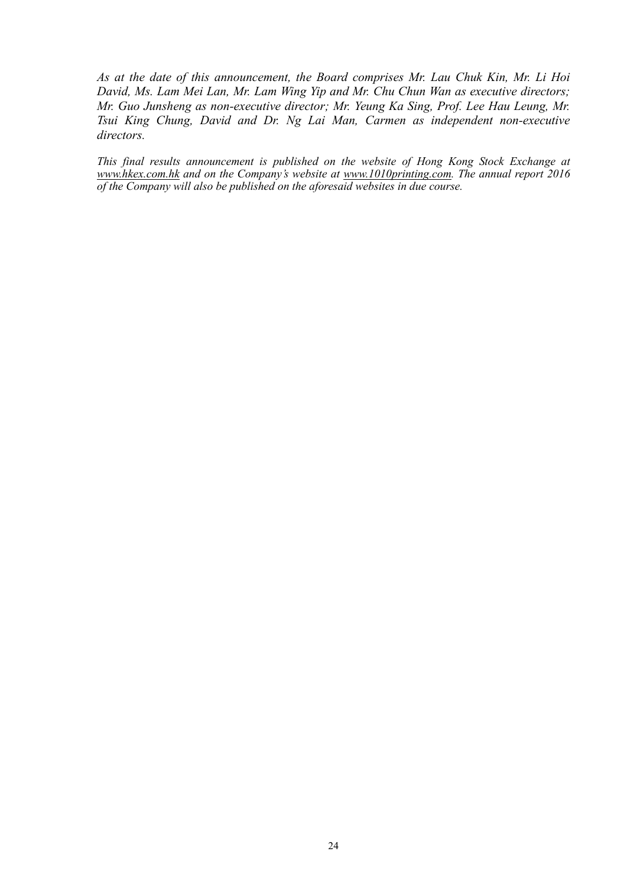*As at the date of this announcement, the Board comprises Mr. Lau Chuk Kin, Mr. Li Hoi David, Ms. Lam Mei Lan, Mr. Lam Wing Yip and Mr. Chu Chun Wan as executive directors; Mr. Guo Junsheng as non-executive director; Mr. Yeung Ka Sing, Prof. Lee Hau Leung, Mr. Tsui King Chung, David and Dr. Ng Lai Man, Carmen as independent non-executive directors.*

*This final results announcement is published on the website of Hong Kong Stock Exchange at www.hkex.com.hk and on the Company's website at www.1010printing.com. The annual report 2016 of the Company will also be published on the aforesaid websites in due course.*